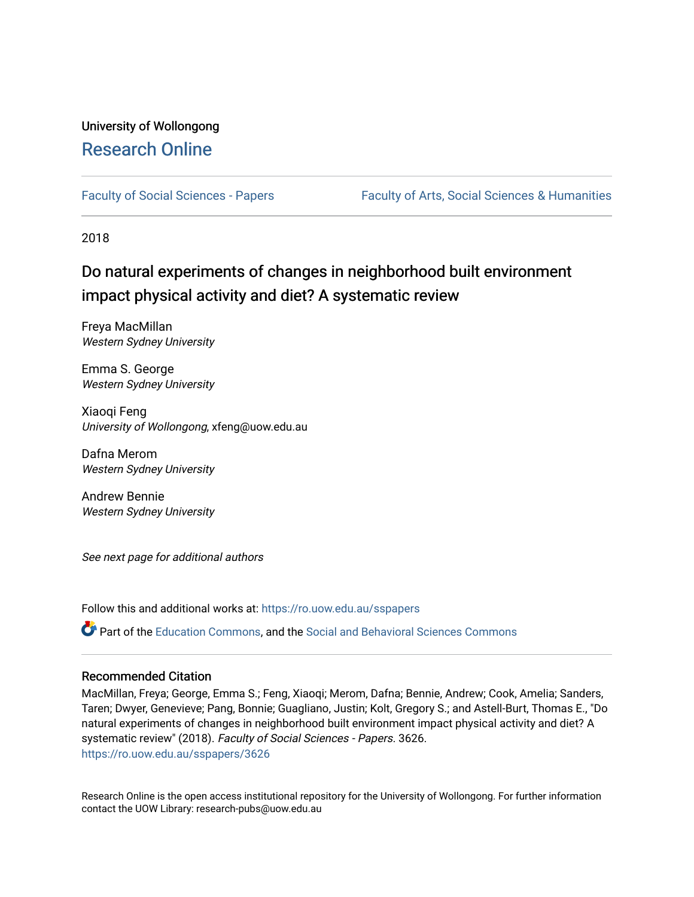University of Wollongong

# Research Online

Faculty of Social Sciences - Papers | Faculty of Arts, Social Sciences & Humanities

2018

## Do natural experiments of changes in neighborhood built environment impact physical activity and diet? A systematic review

Freya MacMillan
*Western Sydney University*

Emma S. George
*Western Sydney University*

Xiaoqi Feng
*University of Wollongong*, xfeng@uow.edu.au

Dafna Merom
*Western Sydney University*

Andrew Bennie
*Western Sydney University*

*See next page for additional authors*

Follow this and additional works at: https://ro.uow.edu.au/sspapers

Part of the Education Commons, and the Social and Behavioral Sciences Commons

### Recommended Citation

MacMillan, Freya; George, Emma S.; Feng, Xiaoqi; Merom, Dafna; Bennie, Andrew; Cook, Amelia; Sanders, Taren; Dwyer, Genevieve; Pang, Bonnie; Guagliano, Justin; Kolt, Gregory S.; and Astell-Burt, Thomas E., "Do natural experiments of changes in neighborhood built environment impact physical activity and diet? A systematic review" (2018). *Faculty of Social Sciences - Papers*. 3626.
https://ro.uow.edu.au/sspapers/3626

Research Online is the open access institutional repository for the University of Wollongong. For further information contact the UOW Library: research-pubs@uow.edu.au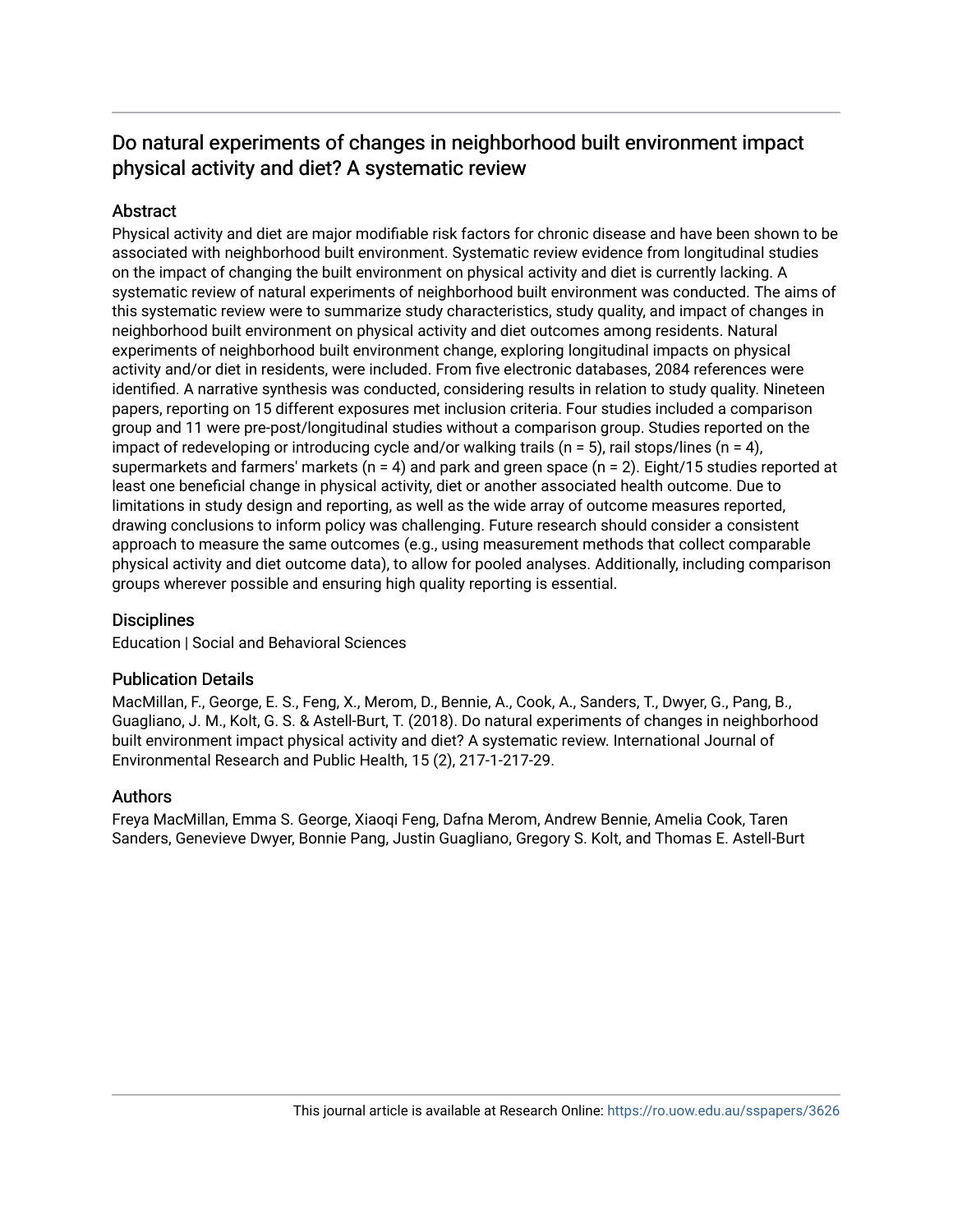# Do natural experiments of changes in neighborhood built environment impact physical activity and diet? A systematic review

## Abstract

Physical activity and diet are major modifiable risk factors for chronic disease and have been shown to be associated with neighborhood built environment. Systematic review evidence from longitudinal studies on the impact of changing the built environment on physical activity and diet is currently lacking. A systematic review of natural experiments of neighborhood built environment was conducted. The aims of this systematic review were to summarize study characteristics, study quality, and impact of changes in neighborhood built environment on physical activity and diet outcomes among residents. Natural experiments of neighborhood built environment change, exploring longitudinal impacts on physical activity and/or diet in residents, were included. From five electronic databases, 2084 references were identified. A narrative synthesis was conducted, considering results in relation to study quality. Nineteen papers, reporting on 15 different exposures met inclusion criteria. Four studies included a comparison group and 11 were pre-post/longitudinal studies without a comparison group. Studies reported on the impact of redeveloping or introducing cycle and/or walking trails (n = 5), rail stops/lines (n = 4), supermarkets and farmers' markets (n = 4) and park and green space (n = 2). Eight/15 studies reported at least one beneficial change in physical activity, diet or another associated health outcome. Due to limitations in study design and reporting, as well as the wide array of outcome measures reported, drawing conclusions to inform policy was challenging. Future research should consider a consistent approach to measure the same outcomes (e.g., using measurement methods that collect comparable physical activity and diet outcome data), to allow for pooled analyses. Additionally, including comparison groups wherever possible and ensuring high quality reporting is essential.

## Disciplines

Education | Social and Behavioral Sciences

## Publication Details

MacMillan, F., George, E. S., Feng, X., Merom, D., Bennie, A., Cook, A., Sanders, T., Dwyer, G., Pang, B., Guagliano, J. M., Kolt, G. S. & Astell-Burt, T. (2018). Do natural experiments of changes in neighborhood built environment impact physical activity and diet? A systematic review. International Journal of Environmental Research and Public Health, 15 (2), 217-1-217-29.

## Authors

Freya MacMillan, Emma S. George, Xiaoqi Feng, Dafna Merom, Andrew Bennie, Amelia Cook, Taren Sanders, Genevieve Dwyer, Bonnie Pang, Justin Guagliano, Gregory S. Kolt, and Thomas E. Astell-Burt

This journal article is available at Research Online: https://ro.uow.edu.au/sspapers/3626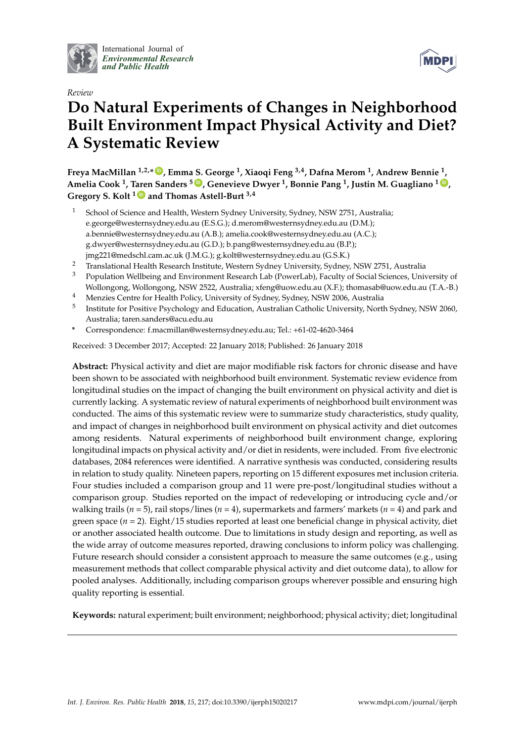*Review*

# Do Natural Experiments of Changes in Neighborhood Built Environment Impact Physical Activity and Diet? A Systematic Review

**Freya MacMillan [1,2,*], Emma S. George [1], Xiaoqi Feng [3,4], Dafna Merom [1], Andrew Bennie [1], Amelia Cook [1], Taren Sanders [5], Genevieve Dwyer [1], Bonnie Pang [1], Justin M. Guagliano [1], Gregory S. Kolt [1] and Thomas Astell-Burt [3,4]**

[1] School of Science and Health, Western Sydney University, Sydney, NSW 2751, Australia; e.george@westernsydney.edu.au (E.S.G.); d.merom@westernsydney.edu.au (D.M.); a.bennie@westernsydney.edu.au (A.B.); amelia.cook@westernsydney.edu.au (A.C.); g.dwyer@westernsydney.edu.au (G.D.); b.pang@westernsydney.edu.au (B.P.); jmg221@medschl.cam.ac.uk (J.M.G.); g.kolt@westernsydney.edu.au (G.S.K.)

[2] Translational Health Research Institute, Western Sydney University, Sydney, NSW 2751, Australia

[3] Population Wellbeing and Environment Research Lab (PowerLab), Faculty of Social Sciences, University of Wollongong, Wollongong, NSW 2522, Australia; xfeng@uow.edu.au (X.F.); thomasab@uow.edu.au (T.A.-B.)

[4] Menzies Centre for Health Policy, University of Sydney, Sydney, NSW 2006, Australia

[5] Institute for Positive Psychology and Education, Australian Catholic University, North Sydney, NSW 2060, Australia; taren.sanders@acu.edu.au

[*] Correspondence: f.macmillan@westernsydney.edu.au; Tel.: +61-02-4620-3464

Received: 3 December 2017; Accepted: 22 January 2018; Published: 26 January 2018

**Abstract:** Physical activity and diet are major modifiable risk factors for chronic disease and have been shown to be associated with neighborhood built environment. Systematic review evidence from longitudinal studies on the impact of changing the built environment on physical activity and diet is currently lacking. A systematic review of natural experiments of neighborhood built environment was conducted. The aims of this systematic review were to summarize study characteristics, study quality, and impact of changes in neighborhood built environment on physical activity and diet outcomes among residents. Natural experiments of neighborhood built environment change, exploring longitudinal impacts on physical activity and/or diet in residents, were included. From five electronic databases, 2084 references were identified. A narrative synthesis was conducted, considering results in relation to study quality. Nineteen papers, reporting on 15 different exposures met inclusion criteria. Four studies included a comparison group and 11 were pre-post/longitudinal studies without a comparison group. Studies reported on the impact of redeveloping or introducing cycle and/or walking trails ($n$ = 5), rail stops/lines ($n$ = 4), supermarkets and farmers' markets ($n$ = 4) and park and green space ($n$ = 2). Eight/15 studies reported at least one beneficial change in physical activity, diet or another associated health outcome. Due to limitations in study design and reporting, as well as the wide array of outcome measures reported, drawing conclusions to inform policy was challenging. Future research should consider a consistent approach to measure the same outcomes (e.g., using measurement methods that collect comparable physical activity and diet outcome data), to allow for pooled analyses. Additionally, including comparison groups wherever possible and ensuring high quality reporting is essential.

**Keywords:** natural experiment; built environment; neighborhood; physical activity; diet; longitudinal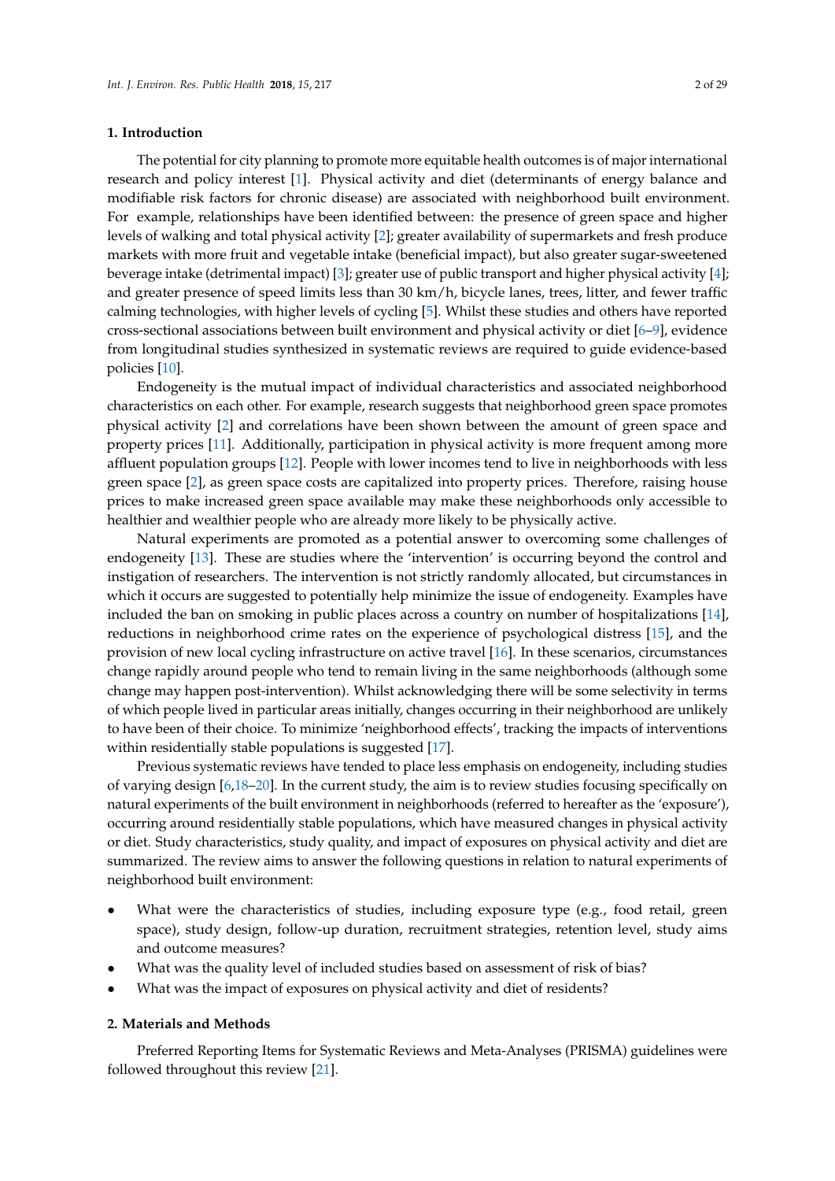## 1. Introduction

The potential for city planning to promote more equitable health outcomes is of major international research and policy interest [1]. Physical activity and diet (determinants of energy balance and modifiable risk factors for chronic disease) are associated with neighborhood built environment. For example, relationships have been identified between: the presence of green space and higher levels of walking and total physical activity [2]; greater availability of supermarkets and fresh produce markets with more fruit and vegetable intake (beneficial impact), but also greater sugar-sweetened beverage intake (detrimental impact) [3]; greater use of public transport and higher physical activity [4]; and greater presence of speed limits less than 30 km/h, bicycle lanes, trees, litter, and fewer traffic calming technologies, with higher levels of cycling [5]. Whilst these studies and others have reported cross-sectional associations between built environment and physical activity or diet [6–9], evidence from longitudinal studies synthesized in systematic reviews are required to guide evidence-based policies [10].

Endogeneity is the mutual impact of individual characteristics and associated neighborhood characteristics on each other. For example, research suggests that neighborhood green space promotes physical activity [2] and correlations have been shown between the amount of green space and property prices [11]. Additionally, participation in physical activity is more frequent among more affluent population groups [12]. People with lower incomes tend to live in neighborhoods with less green space [2], as green space costs are capitalized into property prices. Therefore, raising house prices to make increased green space available may make these neighborhoods only accessible to healthier and wealthier people who are already more likely to be physically active.

Natural experiments are promoted as a potential answer to overcoming some challenges of endogeneity [13]. These are studies where the 'intervention' is occurring beyond the control and instigation of researchers. The intervention is not strictly randomly allocated, but circumstances in which it occurs are suggested to potentially help minimize the issue of endogeneity. Examples have included the ban on smoking in public places across a country on number of hospitalizations [14], reductions in neighborhood crime rates on the experience of psychological distress [15], and the provision of new local cycling infrastructure on active travel [16]. In these scenarios, circumstances change rapidly around people who tend to remain living in the same neighborhoods (although some change may happen post-intervention). Whilst acknowledging there will be some selectivity in terms of which people lived in particular areas initially, changes occurring in their neighborhood are unlikely to have been of their choice. To minimize 'neighborhood effects', tracking the impacts of interventions within residentially stable populations is suggested [17].

Previous systematic reviews have tended to place less emphasis on endogeneity, including studies of varying design [6,18–20]. In the current study, the aim is to review studies focusing specifically on natural experiments of the built environment in neighborhoods (referred to hereafter as the 'exposure'), occurring around residentially stable populations, which have measured changes in physical activity or diet. Study characteristics, study quality, and impact of exposures on physical activity and diet are summarized. The review aims to answer the following questions in relation to natural experiments of neighborhood built environment:

- What were the characteristics of studies, including exposure type (e.g., food retail, green space), study design, follow-up duration, recruitment strategies, retention level, study aims and outcome measures?
- What was the quality level of included studies based on assessment of risk of bias?
- What was the impact of exposures on physical activity and diet of residents?

## 2. Materials and Methods

Preferred Reporting Items for Systematic Reviews and Meta-Analyses (PRISMA) guidelines were followed throughout this review [21].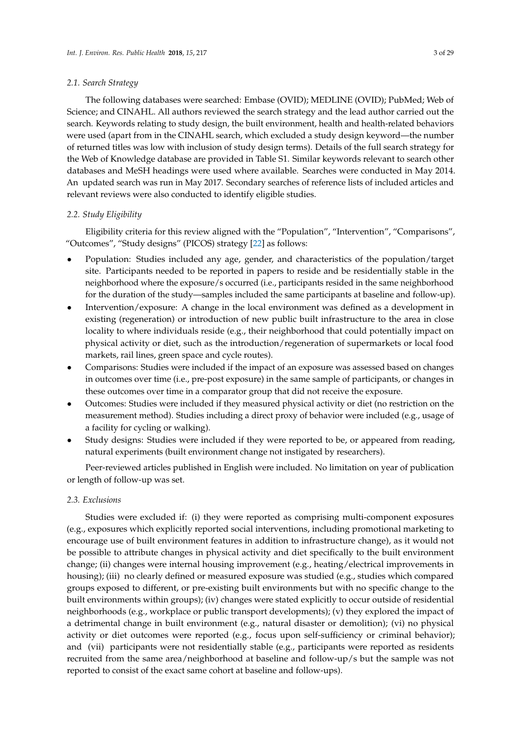### 2.1. Search Strategy

The following databases were searched: Embase (OVID); MEDLINE (OVID); PubMed; Web of Science; and CINAHL. All authors reviewed the search strategy and the lead author carried out the search. Keywords relating to study design, the built environment, health and health-related behaviors were used (apart from in the CINAHL search, which excluded a study design keyword—the number of returned titles was low with inclusion of study design terms). Details of the full search strategy for the Web of Knowledge database are provided in Table S1. Similar keywords relevant to search other databases and MeSH headings were used where available. Searches were conducted in May 2014. An updated search was run in May 2017. Secondary searches of reference lists of included articles and relevant reviews were also conducted to identify eligible studies.

### 2.2. Study Eligibility

Eligibility criteria for this review aligned with the "Population", "Intervention", "Comparisons", "Outcomes", "Study designs" (PICOS) strategy [22] as follows:

- Population: Studies included any age, gender, and characteristics of the population/target site. Participants needed to be reported in papers to reside and be residentially stable in the neighborhood where the exposure/s occurred (i.e., participants resided in the same neighborhood for the duration of the study—samples included the same participants at baseline and follow-up).
- Intervention/exposure: A change in the local environment was defined as a development in existing (regeneration) or introduction of new public built infrastructure to the area in close locality to where individuals reside (e.g., their neighborhood that could potentially impact on physical activity or diet, such as the introduction/regeneration of supermarkets or local food markets, rail lines, green space and cycle routes).
- Comparisons: Studies were included if the impact of an exposure was assessed based on changes in outcomes over time (i.e., pre-post exposure) in the same sample of participants, or changes in these outcomes over time in a comparator group that did not receive the exposure.
- Outcomes: Studies were included if they measured physical activity or diet (no restriction on the measurement method). Studies including a direct proxy of behavior were included (e.g., usage of a facility for cycling or walking).
- Study designs: Studies were included if they were reported to be, or appeared from reading, natural experiments (built environment change not instigated by researchers).

Peer-reviewed articles published in English were included. No limitation on year of publication or length of follow-up was set.

### 2.3. Exclusions

Studies were excluded if: (i) they were reported as comprising multi-component exposures (e.g., exposures which explicitly reported social interventions, including promotional marketing to encourage use of built environment features in addition to infrastructure change), as it would not be possible to attribute changes in physical activity and diet specifically to the built environment change; (ii) changes were internal housing improvement (e.g., heating/electrical improvements in housing); (iii) no clearly defined or measured exposure was studied (e.g., studies which compared groups exposed to different, or pre-existing built environments but with no specific change to the built environments within groups); (iv) changes were stated explicitly to occur outside of residential neighborhoods (e.g., workplace or public transport developments); (v) they explored the impact of a detrimental change in built environment (e.g., natural disaster or demolition); (vi) no physical activity or diet outcomes were reported (e.g., focus upon self-sufficiency or criminal behavior); and (vii) participants were not residentially stable (e.g., participants were reported as residents recruited from the same area/neighborhood at baseline and follow-up/s but the sample was not reported to consist of the exact same cohort at baseline and follow-ups).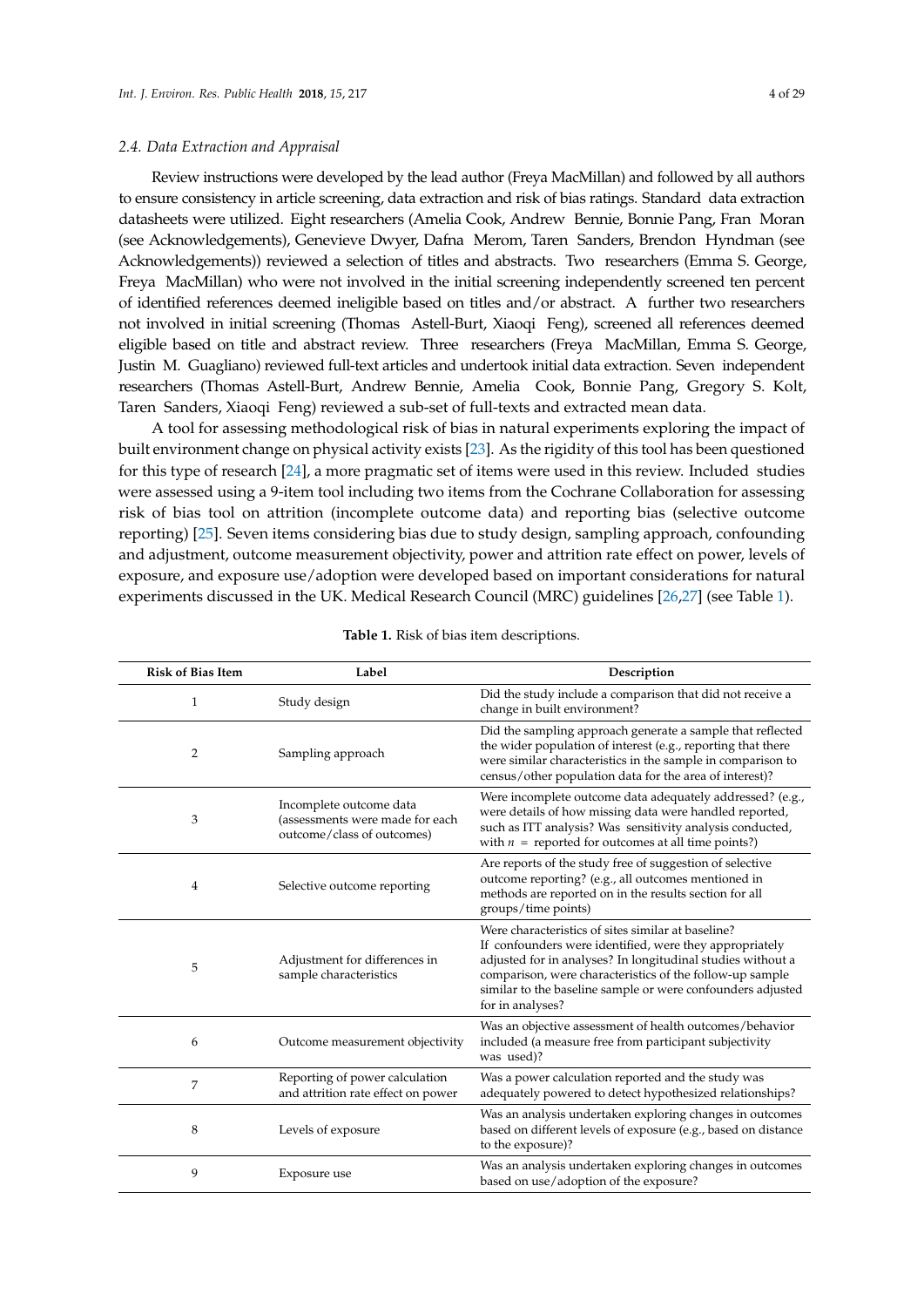### 2.4. Data Extraction and Appraisal

Review instructions were developed by the lead author (Freya MacMillan) and followed by all authors to ensure consistency in article screening, data extraction and risk of bias ratings. Standard data extraction datasheets were utilized. Eight researchers (Amelia Cook, Andrew Bennie, Bonnie Pang, Fran Moran (see Acknowledgements), Genevieve Dwyer, Dafna Merom, Taren Sanders, Brendon Hyndman (see Acknowledgements)) reviewed a selection of titles and abstracts. Two researchers (Emma S. George, Freya MacMillan) who were not involved in the initial screening independently screened ten percent of identified references deemed ineligible based on titles and/or abstract. A further two researchers not involved in initial screening (Thomas Astell-Burt, Xiaoqi Feng), screened all references deemed eligible based on title and abstract review. Three researchers (Freya MacMillan, Emma S. George, Justin M. Guagliano) reviewed full-text articles and undertook initial data extraction. Seven independent researchers (Thomas Astell-Burt, Andrew Bennie, Amelia Cook, Bonnie Pang, Gregory S. Kolt, Taren Sanders, Xiaoqi Feng) reviewed a sub-set of full-texts and extracted mean data.

A tool for assessing methodological risk of bias in natural experiments exploring the impact of built environment change on physical activity exists [23]. As the rigidity of this tool has been questioned for this type of research [24], a more pragmatic set of items were used in this review. Included studies were assessed using a 9-item tool including two items from the Cochrane Collaboration for assessing risk of bias tool on attrition (incomplete outcome data) and reporting bias (selective outcome reporting) [25]. Seven items considering bias due to study design, sampling approach, confounding and adjustment, outcome measurement objectivity, power and attrition rate effect on power, levels of exposure, and exposure use/adoption were developed based on important considerations for natural experiments discussed in the UK. Medical Research Council (MRC) guidelines [26,27] (see Table 1).

**Table 1.** Risk of bias item descriptions.

| Risk of Bias Item | Label | Description |
|---|---|---|
| 1 | Study design | Did the study include a comparison that did not receive a change in built environment? |
| 2 | Sampling approach | Did the sampling approach generate a sample that reflected the wider population of interest (e.g., reporting that there were similar characteristics in the sample in comparison to census/other population data for the area of interest)? |
| 3 | Incomplete outcome data (assessments were made for each outcome/class of outcomes) | Were incomplete outcome data adequately addressed? (e.g., were details of how missing data were handled reported, such as ITT analysis? Was sensitivity analysis conducted, with $n$ = reported for outcomes at all time points?) |
| 4 | Selective outcome reporting | Are reports of the study free of suggestion of selective outcome reporting? (e.g., all outcomes mentioned in methods are reported on in the results section for all groups/time points) |
| 5 | Adjustment for differences in sample characteristics | Were characteristics of sites similar at baseline? If confounders were identified, were they appropriately adjusted for in analyses? In longitudinal studies without a comparison, were characteristics of the follow-up sample similar to the baseline sample or were confounders adjusted for in analyses? |
| 6 | Outcome measurement objectivity | Was an objective assessment of health outcomes/behavior included (a measure free from participant subjectivity was used)? |
| 7 | Reporting of power calculation and attrition rate effect on power | Was a power calculation reported and the study was adequately powered to detect hypothesized relationships? |
| 8 | Levels of exposure | Was an analysis undertaken exploring changes in outcomes based on different levels of exposure (e.g., based on distance to the exposure)? |
| 9 | Exposure use | Was an analysis undertaken exploring changes in outcomes based on use/adoption of the exposure? |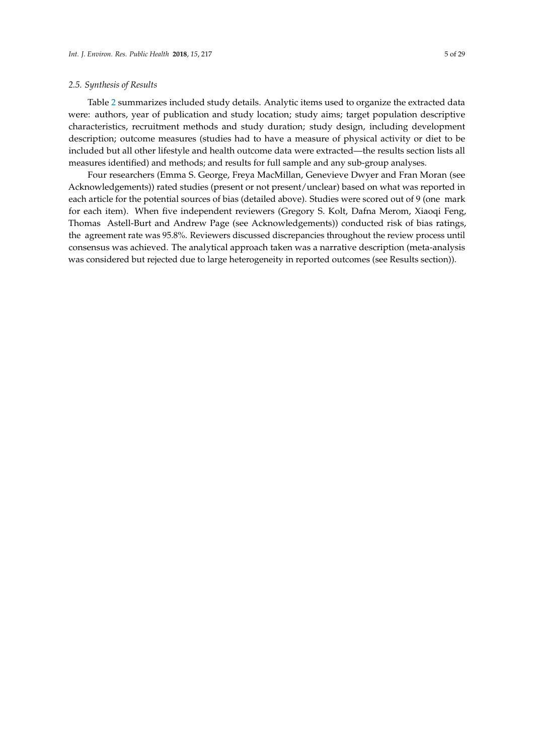### 2.5. Synthesis of Results

Table 2 summarizes included study details. Analytic items used to organize the extracted data were: authors, year of publication and study location; study aims; target population descriptive characteristics, recruitment methods and study duration; study design, including development description; outcome measures (studies had to have a measure of physical activity or diet to be included but all other lifestyle and health outcome data were extracted—the results section lists all measures identified) and methods; and results for full sample and any sub-group analyses.

Four researchers (Emma S. George, Freya MacMillan, Genevieve Dwyer and Fran Moran (see Acknowledgements)) rated studies (present or not present/unclear) based on what was reported in each article for the potential sources of bias (detailed above). Studies were scored out of 9 (one mark for each item). When five independent reviewers (Gregory S. Kolt, Dafna Merom, Xiaoqi Feng, Thomas Astell-Burt and Andrew Page (see Acknowledgements)) conducted risk of bias ratings, the agreement rate was 95.8%. Reviewers discussed discrepancies throughout the review process until consensus was achieved. The analytical approach taken was a narrative description (meta-analysis was considered but rejected due to large heterogeneity in reported outcomes (see Results section)).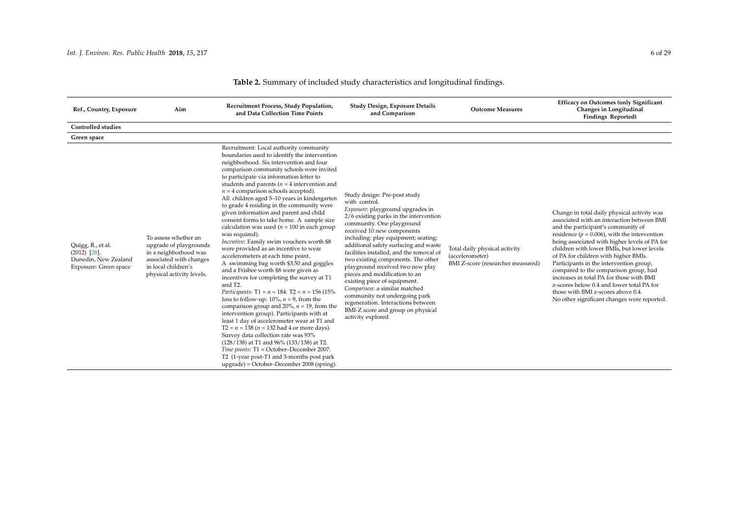**Table 2.** Summary of included study characteristics and longitudinal findings.

| Ref., Country, Exposure | Aim | Recruitment Process, Study Population, and Data Collection Time Points | Study Design, Exposure Details and Comparison | Outcome Measures | Efficacy on Outcomes (only Significant Changes in Longitudinal Findings Reported) |
|---|---|---|---|---|---|
| **Controlled studies** | | | | | |
| **Green space** | | | | | |
| Quigg, R., et al. (2012) [28]. Dunedin, New Zealand Exposure: Green space | To assess whether an upgrade of playgrounds in a neighborhood was associated with changes in local children's physical activity levels. | Recruitment: Local authority community boundaries used to identify the intervention neighborhood. Six intervention and four comparison community schools were invited to participate via information letter to students and parents ($n$ = 4 intervention and $n$ = 4 comparison schools accepted). All children aged 5–10 years in kindergarten to grade 4 residing in the community were given information and parent and child consent forms to take home. A sample size calculation was used ($n$ = 100 in each group was required). *Incentive*: Family swim vouchers worth $8 were provided as an incentive to wear accelerometers at each time point. A swimming bag worth $3.50 and goggles and a Frisbee worth $8 were given as incentives for completing the survey at T1 and T2. *Participants*: T1 = $n$ = 184. T2 = $n$ = 156 (15% loss to follow-up: 10%, $n$ = 9, from the comparison group and 20%, $n$ = 19, from the intervention group). Participants with at least 1 day of accelerometer wear at T1 and T2 = $n$ = 138 ($n$ = 132 had 4 or more days). Survey data collection rate was 93% (128/138) at T1 and 96% (133/138) at T2. *Time points*: T1 = October–December 2007. T2 (1-year post-T1 and 3-months post park upgrade) = October–December 2008 (spring). | Study design: Pre-post study with control. *Exposure*: playground upgrades in 2/6 existing parks in the intervention community. One playground received 10 new components including: play equipment; seating; additional safety surfacing and waste facilities installed; and the removal of two existing components. The other playground received two new play pieces and modification to an existing piece of equipment. *Comparison*: a similar matched community not undergoing park regeneration. Interactions between BMI-Z score and group on physical activity explored. | Total daily physical activity (accelerometer) BMI Z-score (researcher measured) | Change in total daily physical activity was associated with an interaction between BMI and the participant's community of residence ($p$ = 0.006), with the intervention being associated with higher levels of PA for children with lower BMIs, but lower levels of PA for children with higher BMIs. Participants in the intervention group, compared to the comparison group, had increases in total PA for those with BMI z-scores below 0.4 and lower total PA for those with BMI z-scores above 0.4. No other significant changes were reported. |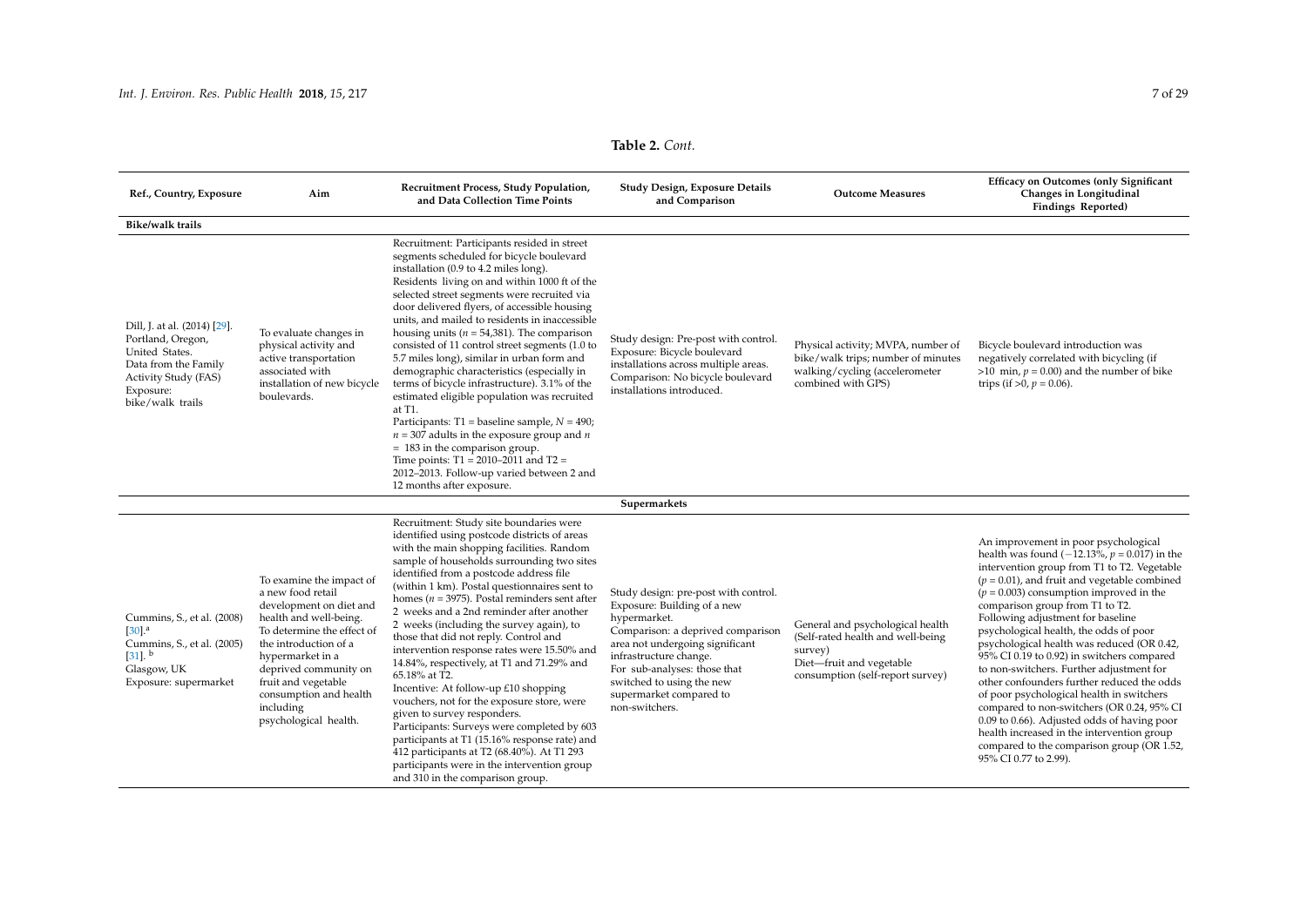**Table 2.** *Cont.*

| Ref., Country, Exposure | Aim | Recruitment Process, Study Population, and Data Collection Time Points | Study Design, Exposure Details and Comparison | Outcome Measures | Efficacy on Outcomes (only Significant Changes in Longitudinal Findings Reported) |
|---|---|---|---|---|---|
| **Bike/walk trails** | | | | | |
| Dill, J. at al. (2014) [29]. Portland, Oregon, United States. Data from the Family Activity Study (FAS) Exposure: bike/walk trails | To evaluate changes in physical activity and active transportation associated with installation of new bicycle boulevards. | Recruitment: Participants resided in street segments scheduled for bicycle boulevard installation (0.9 to 4.2 miles long). Residents living on and within 1000 ft of the selected street segments were recruited via door delivered flyers, of accessible housing units, and mailed to residents in inaccessible housing units ($n$ = 54,381). The comparison consisted of 11 control street segments (1.0 to 5.7 miles long), similar in urban form and demographic characteristics (especially in terms of bicycle infrastructure). 3.1% of the estimated eligible population was recruited at T1. Participants: T1 = baseline sample, $N$ = 490; $n$ = 307 adults in the exposure group and $n$ = 183 in the comparison group. Time points: T1 = 2010–2011 and T2 = 2012–2013. Follow-up varied between 2 and 12 months after exposure. | Study design: Pre-post with control. Exposure: Bicycle boulevard installations across multiple areas. Comparison: No bicycle boulevard installations introduced. | Physical activity; MVPA, number of bike/walk trips; number of minutes walking/cycling (accelerometer combined with GPS) | Bicycle boulevard introduction was negatively correlated with bicycling (if >10 min, $p$ = 0.00) and the number of bike trips (if >0, $p$ = 0.06). |
| **Supermarkets** | | | | | |
| Cummins, S., et al. (2008) [30]. [a] Cummins, S., et al. (2005) [31]. [b] Glasgow, UK Exposure: supermarket | To examine the impact of a new food retail development on diet and health and well-being. To determine the effect of the introduction of a hypermarket in a deprived community on fruit and vegetable consumption and health including psychological health. | Recruitment: Study site boundaries were identified using postcode districts of areas with the main shopping facilities. Random sample of households surrounding two sites identified from a postcode address file (within 1 km). Postal questionnaires sent to homes ($n$ = 3975). Postal reminders sent after 2 weeks and a 2nd reminder after another 2 weeks (including the survey again), to those that did not reply. Control and intervention response rates were 15.50% and 14.84%, respectively, at T1 and 71.29% and 65.18% at T2. Incentive: At follow-up £10 shopping vouchers, not for the exposure store, were given to survey responders. Participants: Surveys were completed by 603 participants at T1 (15.16% response rate) and 412 participants at T2 (68.40%). At T1 293 participants were in the intervention group and 310 in the comparison group. | Study design: pre-post with control. Exposure: Building of a new hypermarket. Comparison: a deprived comparison area not undergoing significant infrastructure change. For sub-analyses: those that switched to using the new supermarket compared to non-switchers. | General and psychological health (Self-rated health and well-being survey) Diet—fruit and vegetable consumption (self-report survey) | An improvement in poor psychological health was found (−12.13%, $p$ = 0.017) in the intervention group from T1 to T2. Vegetable ($p$ = 0.01), and fruit and vegetable combined ($p$ = 0.003) consumption improved in the comparison group from T1 to T2. Following adjustment for baseline psychological health, the odds of poor psychological health was reduced (OR 0.42, 95% CI 0.19 to 0.92) in switchers compared to non-switchers. Further adjustment for other confounders further reduced the odds of poor psychological health in switchers compared to non-switchers (OR 0.24, 95% CI 0.09 to 0.66). Adjusted odds of having poor health increased in the intervention group compared to the comparison group (OR 1.52, 95% CI 0.77 to 2.99). |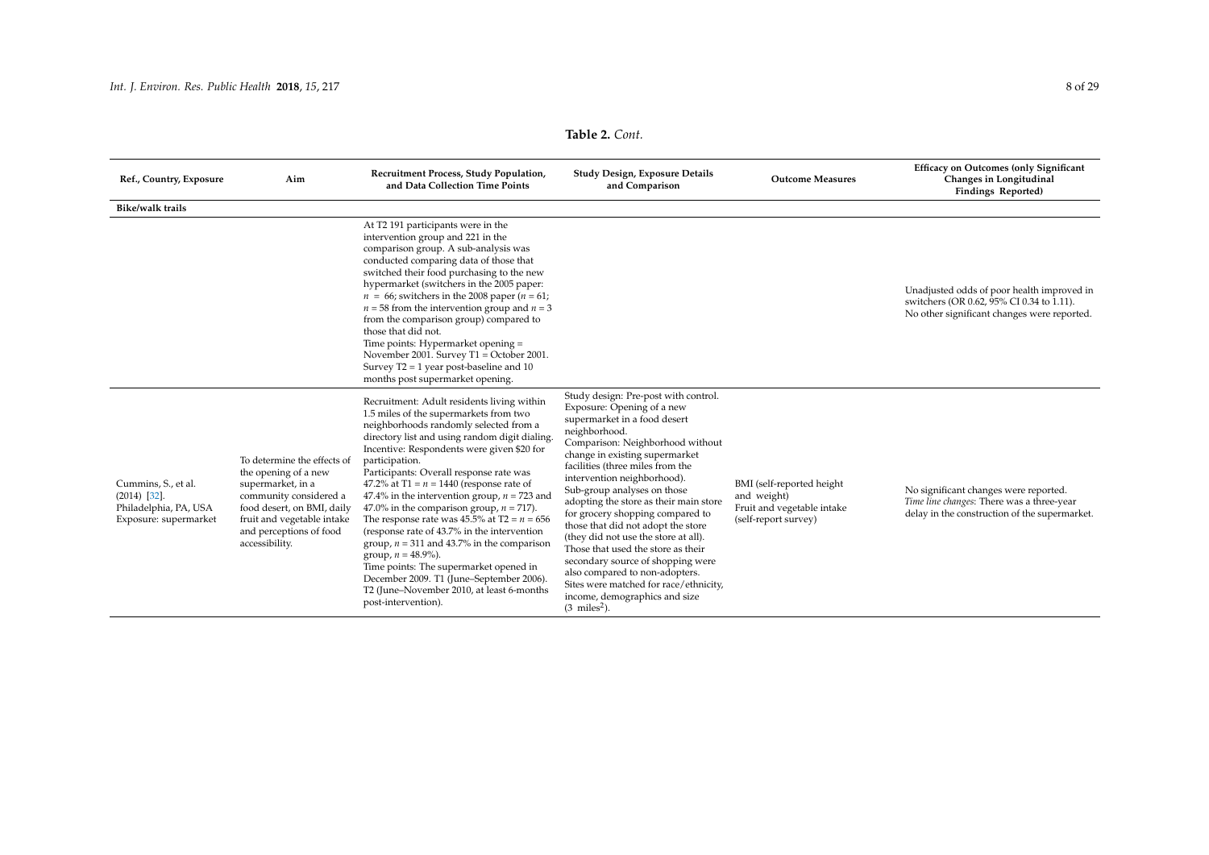**Table 2.** *Cont.*

| Ref., Country, Exposure | Aim | Recruitment Process, Study Population, and Data Collection Time Points | Study Design, Exposure Details and Comparison | Outcome Measures | Efficacy on Outcomes (only Significant Changes in Longitudinal Findings Reported) |
|---|---|---|---|---|---|
| **Bike/walk trails** | | | | | |
| | | At T2 191 participants were in the intervention group and 221 in the comparison group. A sub-analysis was conducted comparing data of those that switched their food purchasing to the new hypermarket (switchers in the 2005 paper: $n = 66$; switchers in the 2008 paper ($n = 61$; $n = 58$ from the intervention group and $n = 3$ from the comparison group) compared to those that did not. Time points: Hypermarket opening = November 2001. Survey T1 = October 2001. Survey T2 = 1 year post-baseline and 10 months post supermarket opening. | | | Unadjusted odds of poor health improved in switchers (OR 0.62, 95% CI 0.34 to 1.11). No other significant changes were reported. |
| Cummins, S., et al. (2014) [32]. Philadelphia, PA, USA Exposure: supermarket | To determine the effects of the opening of a new supermarket, in a community considered a food desert, on BMI, daily fruit and vegetable intake and perceptions of food accessibility. | Recruitment: Adult residents living within 1.5 miles of the supermarkets from two neighborhoods randomly selected from a directory list and using random digit dialing. Incentive: Respondents were given $20 for participation. Participants: Overall response rate was 47.2% at T1 = $n = 1440$ (response rate of 47.4% in the intervention group, $n = 723$ and 47.0% in the comparison group, $n = 717$). The response rate was 45.5% at T2 = $n = 656$ (response rate of 43.7% in the intervention group, $n = 311$ and 43.7% in the comparison group, $n = 48.9\%$). Time points: The supermarket opened in December 2009. T1 (June–September 2006). T2 (June–November 2010, at least 6-months post-intervention). | Study design: Pre-post with control. Exposure: Opening of a new supermarket in a food desert neighborhood. Comparison: Neighborhood without change in existing supermarket facilities (three miles from the intervention neighborhood). Sub-group analyses on those adopting the store as their main store for grocery shopping compared to those that did not adopt the store (they did not use the store at all). Those that used the store as their secondary source of shopping were also compared to non-adopters. Sites were matched for race/ethnicity, income, demographics and size (3 miles$^2$). | BMI (self-reported height and weight) Fruit and vegetable intake (self-report survey) | No significant changes were reported. *Time line changes*: There was a three-year delay in the construction of the supermarket. |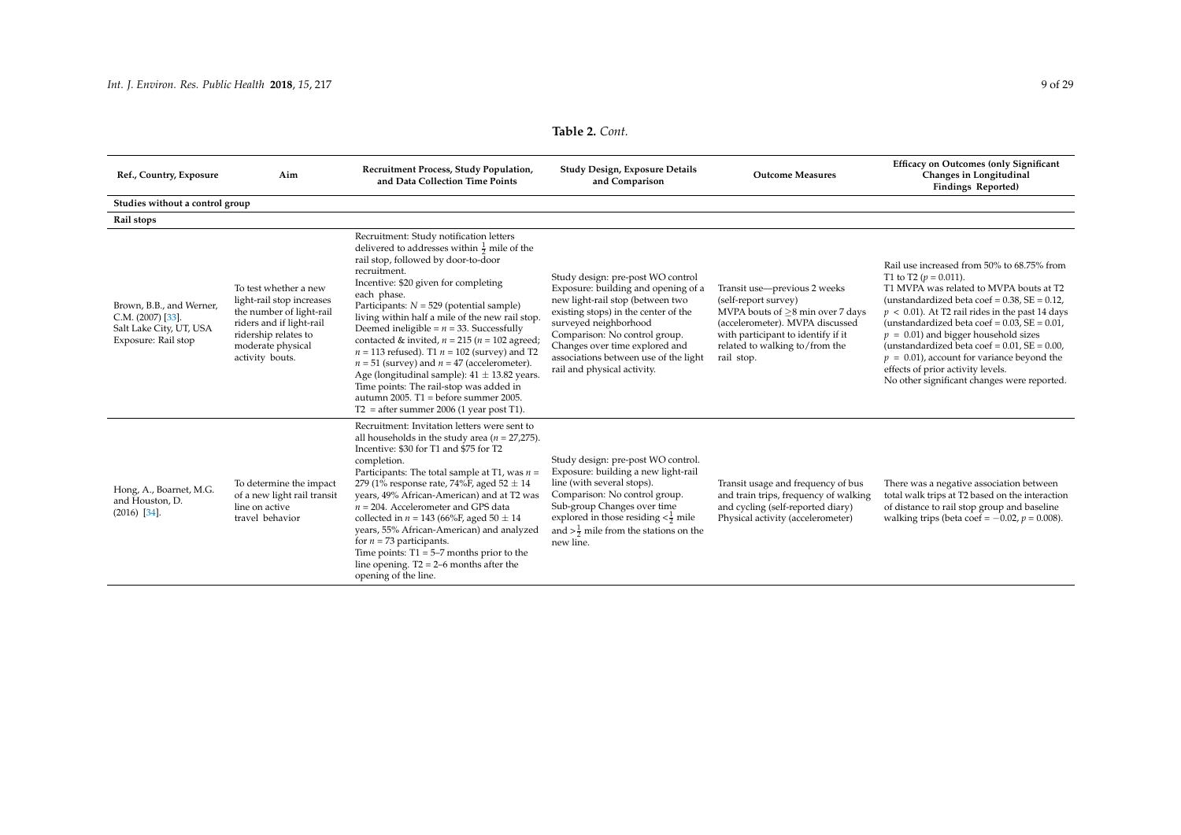**Table 2.** *Cont.*

| Ref., Country, Exposure | Aim | Recruitment Process, Study Population, and Data Collection Time Points | Study Design, Exposure Details and Comparison | Outcome Measures | Efficacy on Outcomes (only Significant Changes in Longitudinal Findings Reported) |
|---|---|---|---|---|---|
| **Studies without a control group** | | | | | |
| **Rail stops** | | | | | |
| Brown, B.B., and Werner, C.M. (2007) [33]. Salt Lake City, UT, USA Exposure: Rail stop | To test whether a new light-rail stop increases the number of light-rail riders and if light-rail ridership relates to moderate physical activity bouts. | Recruitment: Study notification letters delivered to addresses within $\frac{1}{2}$ mile of the rail stop, followed by door-to-door recruitment. Incentive: $20 given for completing each phase. Participants: $N = 529$ (potential sample) living within half a mile of the new rail stop. Deemed ineligible = $n = 33$. Successfully contacted & invited, $n = 215$ ($n = 102$ agreed; $n = 113$ refused). T1 $n = 102$ (survey) and T2 $n = 51$ (survey) and $n = 47$ (accelerometer). Age (longitudinal sample): $41 \pm 13.82$ years. Time points: The rail-stop was added in autumn 2005. T1 = before summer 2005. T2 = after summer 2006 (1 year post T1). | Study design: pre-post WO control Exposure: building and opening of a new light-rail stop (between two existing stops) in the center of the surveyed neighborhood Comparison: No control group. Changes over time explored and associations between use of the light rail and physical activity. | Transit use—previous 2 weeks (self-report survey) MVPA bouts of $\geq$8 min over 7 days (accelerometer). MVPA discussed with participant to identify if it related to walking to/from the rail stop. | Rail use increased from 50% to 68.75% from T1 to T2 ($p = 0.011$). T1 MVPA was related to MVPA bouts at T2 (unstandardized beta coef = 0.38, SE = 0.12, $p < 0.01$). At T2 rail rides in the past 14 days (unstandardized beta coef = 0.03, SE = 0.01, $p = 0.01$) and bigger household sizes (unstandardized beta coef = 0.01, SE = 0.00, $p = 0.01$), account for variance beyond the effects of prior activity levels. No other significant changes were reported. |
| Hong, A., Boarnet, M.G. and Houston, D. (2016) [34]. | To determine the impact of a new light rail transit line on active travel behavior | Recruitment: Invitation letters were sent to all households in the study area ($n = 27{,}275$). Incentive: $30 for T1 and $75 for T2 completion. Participants: The total sample at T1, was $n = 279$ (1% response rate, 74%F, aged $52 \pm 14$ years, 49% African-American) and at T2 was $n = 204$. Accelerometer and GPS data collected in $n = 143$ (66%F, aged $50 \pm 14$ years, 55% African-American) and analyzed for $n = 73$ participants. Time points: T1 = 5–7 months prior to the line opening. T2 = 2–6 months after the opening of the line. | Study design: pre-post WO control. Exposure: building a new light-rail line (with several stops). Comparison: No control group. Sub-group Changes over time explored in those residing $<\frac{1}{2}$ mile and $>\frac{1}{2}$ mile from the stations on the new line. | Transit usage and frequency of bus and train trips, frequency of walking and cycling (self-reported diary) Physical activity (accelerometer) | There was a negative association between total walk trips at T2 based on the interaction of distance to rail stop group and baseline walking trips (beta coef = −0.02, $p = 0.008$). |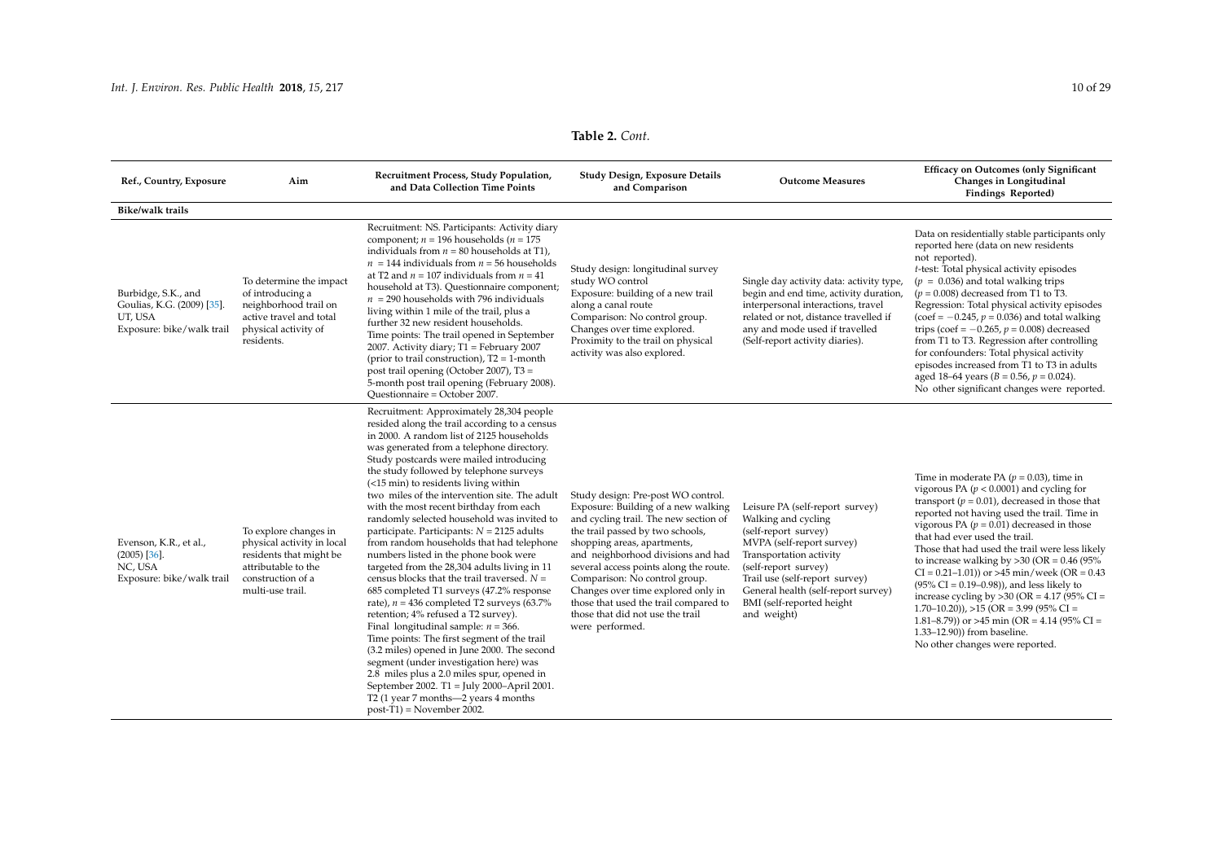**Table 2.** *Cont.*

| Ref., Country, Exposure | Aim | Recruitment Process, Study Population, and Data Collection Time Points | Study Design, Exposure Details and Comparison | Outcome Measures | Efficacy on Outcomes (only Significant Changes in Longitudinal Findings Reported) |
|---|---|---|---|---|---|
| **Bike/walk trails** | | | | | |
| Burbidge, S.K., and Goulias, K.G. (2009) [35]. UT, USA Exposure: bike/walk trail | To determine the impact of introducing a neighborhood trail on active travel and total physical activity of residents. | Recruitment: NS. Participants: Activity diary component; $n$ = 196 households ($n$ = 175 individuals from $n$ = 80 households at T1), $n$ = 144 individuals from $n$ = 56 households at T2 and $n$ = 107 individuals from $n$ = 41 household at T3). Questionnaire component; $n$ = 290 households with 796 individuals living within 1 mile of the trail, plus a further 32 new resident households. Time points: The trail opened in September 2007. Activity diary; T1 = February 2007 (prior to trail construction), T2 = 1-month post trail opening (October 2007), T3 = 5-month post trail opening (February 2008). Questionnaire = October 2007. | Study design: longitudinal survey study WO control Exposure: building of a new trail along a canal route Comparison: No control group. Changes over time explored. Proximity to the trail on physical activity was also explored. | Single day activity data: activity type, begin and end time, activity duration, interpersonal interactions, travel related or not, distance travelled if any and mode used if travelled (Self-report activity diaries). | Data on residentially stable participants only reported here (data on new residents not reported). *t*-test: Total physical activity episodes ($p$ = 0.036) and total walking trips ($p$ = 0.008) decreased from T1 to T3. Regression: Total physical activity episodes (coef = −0.245, $p$ = 0.036) and total walking trips (coef = −0.265, $p$ = 0.008) decreased from T1 to T3. Regression after controlling for confounders: Total physical activity episodes increased from T1 to T3 in adults aged 18–64 years ($B$ = 0.56, $p$ = 0.024). No other significant changes were reported. |
| Evenson, K.R., et al., (2005) [36]. NC, USA Exposure: bike/walk trail | To explore changes in physical activity in local residents that might be attributable to the construction of a multi-use trail. | Recruitment: Approximately 28,304 people resided along the trail according to a census in 2000. A random list of 2125 households was generated from a telephone directory. Study postcards were mailed introducing the study followed by telephone surveys (<15 min) to residents living within two miles of the intervention site. The adult with the most recent birthday from each randomly selected household was invited to participate. Participants: $N$ = 2125 adults from random households that had telephone numbers listed in the phone book were targeted from the 28,304 adults living in 11 census blocks that the trail traversed. $N$ = 685 completed T1 surveys (47.2% response rate), $n$ = 436 completed T2 surveys (63.7% retention; 4% refused a T2 survey). Final longitudinal sample: $n$ = 366. Time points: The first segment of the trail (3.2 miles) opened in June 2000. The second segment (under investigation here) was 2.8 miles plus a 2.0 miles spur, opened in September 2002. T1 = July 2000–April 2001. T2 (1 year 7 months—2 years 4 months post-T1) = November 2002. | Study design: Pre-post WO control. Exposure: Building of a new walking and cycling trail. The new section of the trail passed by two schools, shopping areas, apartments, and neighborhood divisions and had several access points along the route. Comparison: No control group. Changes over time explored only in those that used the trail compared to those that did not use the trail were performed. | Leisure PA (self-report survey) Walking and cycling (self-report survey) MVPA (self-report survey) Transportation activity (self-report survey) Trail use (self-report survey) General health (self-report survey) BMI (self-reported height and weight) | Time in moderate PA ($p$ = 0.03), time in vigorous PA ($p$ < 0.0001) and cycling for transport ($p$ = 0.01), decreased in those that reported not having used the trail. Time in vigorous PA ($p$ = 0.01) decreased in those that had ever used the trail. Those that had used the trail were less likely to increase walking by >30 (OR = 0.46 (95% CI = 0.21–1.01)) or >45 min/week (OR = 0.43 (95% CI = 0.19–0.98)), and less likely to increase cycling by >30 (OR = 4.17 (95% CI = 1.70–10.20)), >15 (OR = 3.99 (95% CI = 1.81–8.79)) or >45 min (OR = 4.14 (95% CI = 1.33–12.90)) from baseline. No other changes were reported. |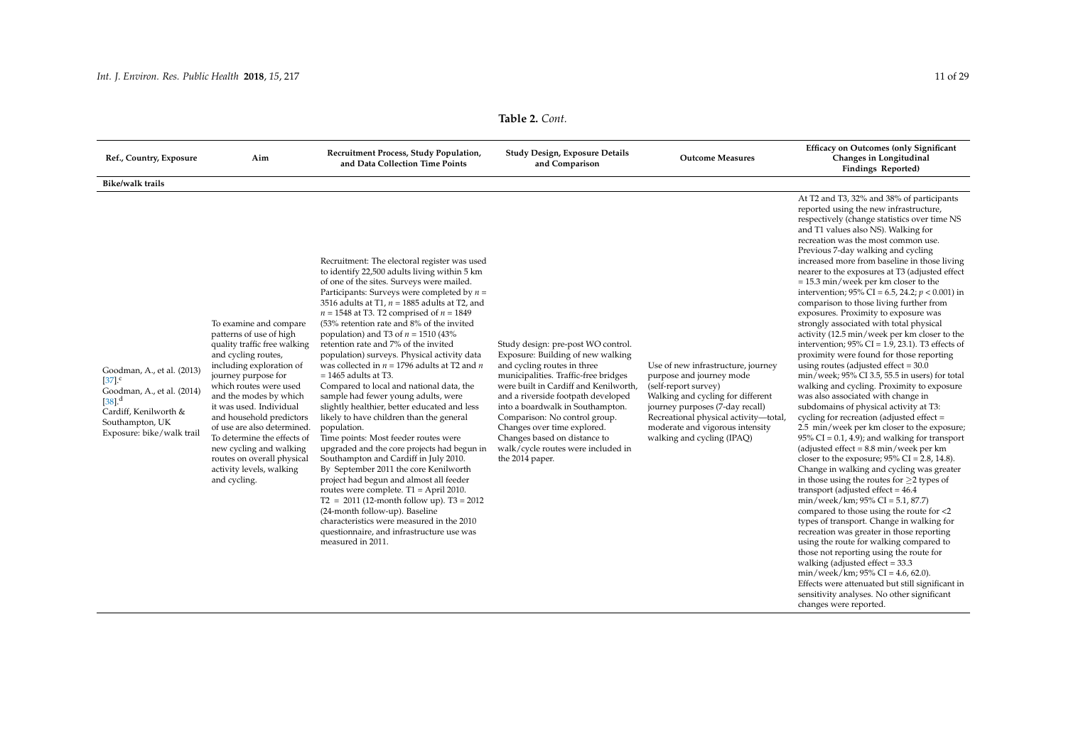**Table 2.** *Cont.*

| Ref., Country, Exposure | Aim | Recruitment Process, Study Population, and Data Collection Time Points | Study Design, Exposure Details and Comparison | Outcome Measures | Efficacy on Outcomes (only Significant Changes in Longitudinal Findings Reported) |
|---|---|---|---|---|---|
| **Bike/walk trails** | | | | | |
| Goodman, A., et al. (2013) [37].[c] Goodman, A., et al. (2014) [38].[d] Cardiff, Kenilworth & Southampton, UK Exposure: bike/walk trail | To examine and compare patterns of use of high quality traffic free walking and cycling routes, including exploration of journey purpose for which routes were used and the modes by which it was used. Individual and household predictors of use are also determined. To determine the effects of new cycling and walking routes on overall physical activity levels, walking and cycling. | Recruitment: The electoral register was used to identify 22,500 adults living within 5 km of one of the sites. Surveys were mailed. Participants: Surveys were completed by $n$ = 3516 adults at T1, $n$ = 1885 adults at T2, and $n$ = 1548 at T3. T2 comprised of $n$ = 1849 (53% retention rate and 8% of the invited population) and T3 of $n$ = 1510 (43% retention rate and 7% of the invited population) surveys. Physical activity data was collected in $n$ = 1796 adults at T2 and $n$ = 1465 adults at T3. Compared to local and national data, the sample had fewer young adults, were slightly healthier, better educated and less likely to have children than the general population. Time points: Most feeder routes were upgraded and the core projects had begun in Southampton and Cardiff in July 2010. By September 2011 the core Kenilworth project had begun and almost all feeder routes were complete. T1 = April 2010. T2 = 2011 (12-month follow up). T3 = 2012 (24-month follow-up). Baseline characteristics were measured in the 2010 questionnaire, and infrastructure use was measured in 2011. | Study design: pre-post WO control. Exposure: Building of new walking and cycling routes in three municipalities. Traffic-free bridges were built in Cardiff and Kenilworth, and a riverside footpath developed into a boardwalk in Southampton. Comparison: No control group. Changes over time explored. Changes based on distance to walk/cycle routes were included in the 2014 paper. | Use of new infrastructure, journey purpose and journey mode (self-report survey) Walking and cycling for different journey purposes (7-day recall) Recreational physical activity—total, moderate and vigorous intensity walking and cycling (IPAQ) | At T2 and T3, 32% and 38% of participants reported using the new infrastructure, respectively (change statistics over time NS and T1 values also NS). Walking for recreation was the most common use. Previous 7-day walking and cycling increased more from baseline in those living nearer to the exposures at T3 (adjusted effect = 15.3 min/week per km closer to the intervention; 95% CI = 6.5, 24.2; $p < 0.001$) in comparison to those living further from exposures. Proximity to exposure was strongly associated with total physical activity (12.5 min/week per km closer to the intervention; 95% CI = 1.9, 23.1). T3 effects of proximity were found for those reporting using routes (adjusted effect = 30.0 min/week; 95% CI 3.5, 55.5 in users) for total walking and cycling. Proximity to exposure was also associated with change in subdomains of physical activity at T3: cycling for recreation (adjusted effect = 2.5 min/week per km closer to the exposure; 95% CI = 0.1, 4.9); and walking for transport (adjusted effect = 8.8 min/week per km closer to the exposure; 95% CI = 2.8, 14.8). Change in walking and cycling was greater in those using the routes for $\geq$2 types of transport (adjusted effect = 46.4 min/week/km; 95% CI = 5.1, 87.7) compared to those using the route for <2 types of transport. Change in walking for recreation was greater in those reporting using the route for walking compared to those not reporting using the route for walking (adjusted effect = 33.3 min/week/km; 95% CI = 4.6, 62.0). Effects were attenuated but still significant in sensitivity analyses. No other significant changes were reported. |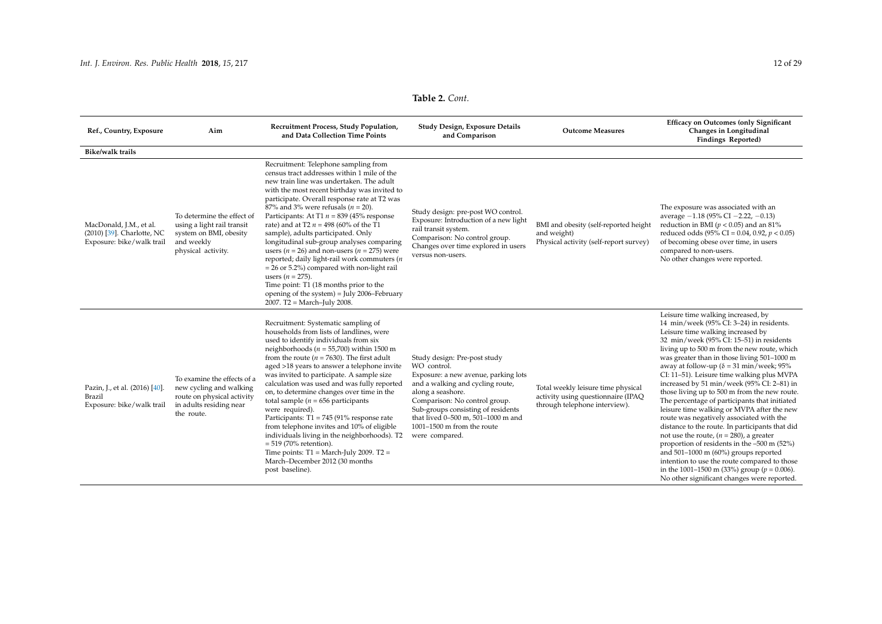**Table 2.** *Cont.*

| Ref., Country, Exposure | Aim | Recruitment Process, Study Population, and Data Collection Time Points | Study Design, Exposure Details and Comparison | Outcome Measures | Efficacy on Outcomes (only Significant Changes in Longitudinal Findings Reported) |
|---|---|---|---|---|---|
| **Bike/walk trails** | | | | | |
| MacDonald, J.M., et al. (2010) [39]. Charlotte, NC Exposure: bike/walk trail | To determine the effect of using a light rail transit system on BMI, obesity and weekly physical activity. | Recruitment: Telephone sampling from census tract addresses within 1 mile of the new train line was undertaken. The adult with the most recent birthday was invited to participate. Overall response rate at T2 was 87% and 3% were refusals ($n = 20$). Participants: At T1 $n = 839$ (45% response rate) and at T2 $n = 498$ (60% of the T1 sample), adults participated. Only longitudinal sub-group analyses comparing users ($n = 26$) and non-users ($n = 275$) were reported; daily light-rail work commuters ($n = 26$ or 5.2%) compared with non-light rail users ($n = 275$). Time point: T1 (18 months prior to the opening of the system) = July 2006–February 2007. T2 = March–July 2008. | Study design: pre-post WO control. Exposure: Introduction of a new light rail transit system. Comparison: No control group. Changes over time explored in users versus non-users. | BMI and obesity (self-reported height and weight) Physical activity (self-report survey) | The exposure was associated with an average −1.18 (95% CI −2.22, −0.13) reduction in BMI ($p < 0.05$) and an 81% reduced odds (95% CI = 0.04, 0.92, $p < 0.05$) of becoming obese over time, in users compared to non-users. No other changes were reported. |
| Pazin, J., et al. (2016) [40]. Brazil Exposure: bike/walk trail | To examine the effects of a new cycling and walking route on physical activity in adults residing near the route. | Recruitment: Systematic sampling of households from lists of landlines, were used to identify individuals from six neighborhoods ($n = 55{,}700$) within 1500 m from the route ($n = 7630$). The first adult aged >18 years to answer a telephone invite was invited to participate. A sample size calculation was used and was fully reported on, to determine changes over time in the total sample ($n = 656$ participants were required). Participants: T1 = 745 (91% response rate from telephone invites and 10% of eligible individuals living in the neighborhoods). T2 = 519 (70% retention). Time points: T1 = March-July 2009. T2 = March–December 2012 (30 months post baseline). | Study design: Pre-post study WO control. Exposure: a new avenue, parking lots and a walking and cycling route, along a seashore. Comparison: No control group. Sub-groups consisting of residents that lived 0–500 m, 501–1000 m and 1001–1500 m from the route were compared. | Total weekly leisure time physical activity using questionnaire (IPAQ through telephone interview). | Leisure time walking increased, by 14 min/week (95% CI: 3–24) in residents. Leisure time walking increased by 32 min/week (95% CI: 15–51) in residents living up to 500 m from the new route, which was greater than in those living 501–1000 m away at follow-up (δ = 31 min/week; 95% CI: 11–51). Leisure time walking plus MVPA increased by 51 min/week (95% CI: 2–81) in those living up to 500 m from the new route. The percentage of participants that initiated leisure time walking or MVPA after the new route was negatively associated with the distance to the route. In participants that did not use the route, ($n = 280$), a greater proportion of residents in the –500 m (52%) and 501–1000 m (60%) groups reported intention to use the route compared to those in the 1001–1500 m (33%) group ($p = 0.006$). No other significant changes were reported. |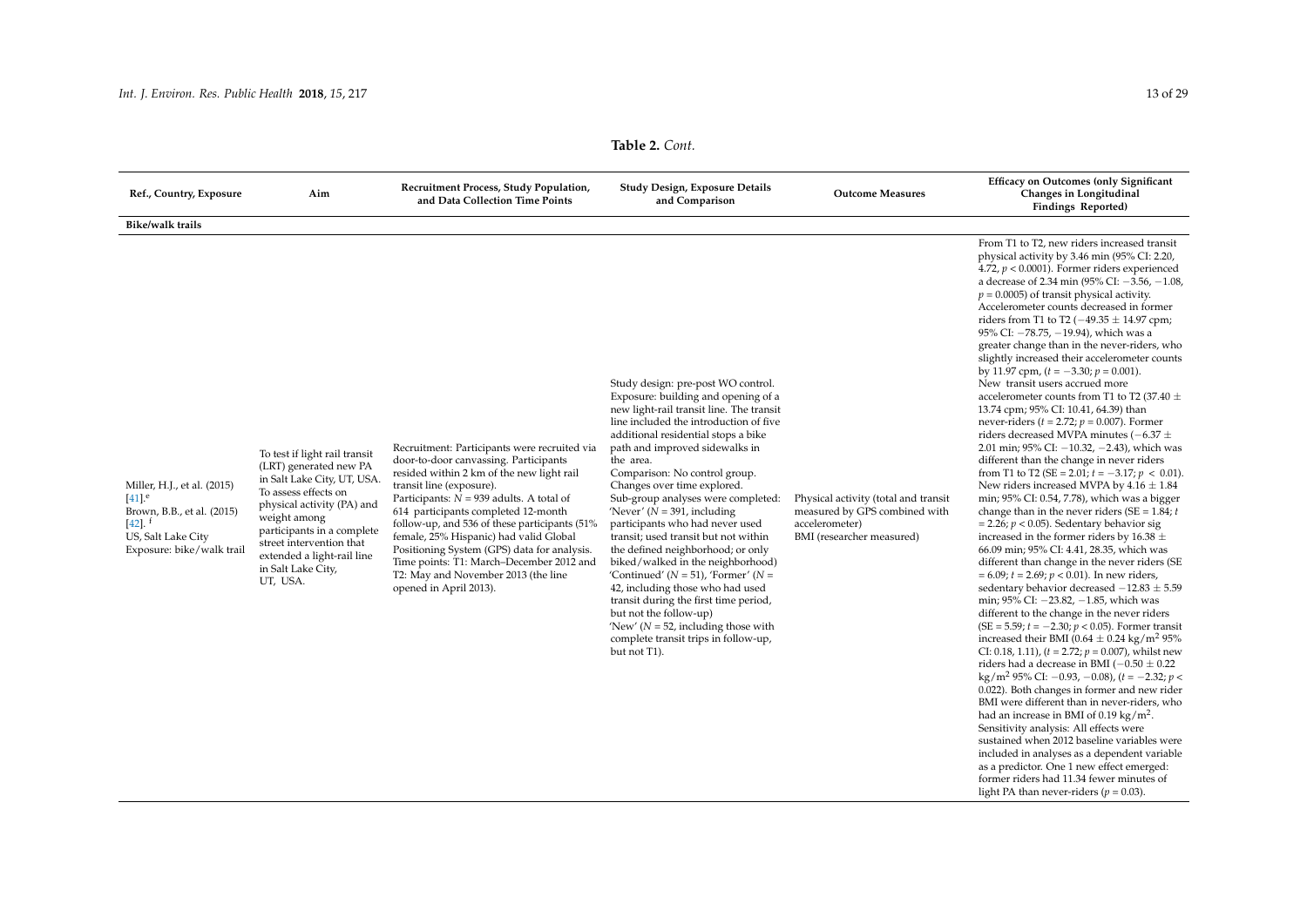**Table 2.** *Cont.*

| Ref., Country, Exposure | Aim | Recruitment Process, Study Population, and Data Collection Time Points | Study Design, Exposure Details and Comparison | Outcome Measures | Efficacy on Outcomes (only Significant Changes in Longitudinal Findings Reported) |
|---|---|---|---|---|---|
| **Bike/walk trails** | | | | | |
| Miller, H.J., et al. (2015) [41].[e] Brown, B.B., et al. (2015) [42]. [f] US, Salt Lake City Exposure: bike/walk trail | To test if light rail transit (LRT) generated new PA in Salt Lake City, UT, USA. To assess effects on physical activity (PA) and weight among participants in a complete street intervention that extended a light-rail line in Salt Lake City, UT, USA. | Recruitment: Participants were recruited via door-to-door canvassing. Participants resided within 2 km of the new light rail transit line (exposure). Participants: $N$ = 939 adults. A total of 614 participants completed 12-month follow-up, and 536 of these participants (51% female, 25% Hispanic) had valid Global Positioning System (GPS) data for analysis. Time points: T1: March–December 2012 and T2: May and November 2013 (the line opened in April 2013). | Study design: pre-post WO control. Exposure: building and opening of a new light-rail transit line. The transit line included the introduction of five additional residential stops a bike path and improved sidewalks in the area. Comparison: No control group. Changes over time explored. Sub-group analyses were completed: 'Never' ($N$ = 391, including participants who had never used transit; used transit but not within the defined neighborhood; or only biked/walked in the neighborhood) 'Continued' ($N$ = 51), 'Former' ($N$ = 42, including those who had used transit during the first time period, but not the follow-up) 'New' ($N$ = 52, including those with complete transit trips in follow-up, but not T1). | Physical activity (total and transit measured by GPS combined with accelerometer) BMI (researcher measured) | From T1 to T2, new riders increased transit physical activity by 3.46 min (95% CI: 2.20, 4.72, $p < 0.0001$). Former riders experienced a decrease of 2.34 min (95% CI: −3.56, −1.08, $p = 0.0005$) of transit physical activity. Accelerometer counts decreased in former riders from T1 to T2 (−49.35 ± 14.97 cpm; 95% CI: −78.75, −19.94), which was a greater change than in the never-riders, who slightly increased their accelerometer counts by 11.97 cpm, ($t = -3.30$; $p = 0.001$). New transit users accrued more accelerometer counts from T1 to T2 (37.40 ± 13.74 cpm; 95% CI: 10.41, 64.39) than never-riders ($t = 2.72$; $p = 0.007$). Former riders decreased MVPA minutes (−6.37 ± 2.01 min; 95% CI: −10.32, −2.43), which was different than the change in never riders from T1 to T2 (SE = 2.01; $t = -3.17$; $p < 0.01$). New riders increased MVPA by 4.16 ± 1.84 min; 95% CI: 0.54, 7.78), which was a bigger change than in the never riders (SE = 1.84; $t = 2.26$; $p < 0.05$). Sedentary behavior sig increased in the former riders by 16.38 ± 66.09 min; 95% CI: 4.41, 28.35, which was different than change in the never riders (SE = 6.09; $t = 2.69$; $p < 0.01$). In new riders, sedentary behavior decreased −12.83 ± 5.59 min; 95% CI: −23.82, −1.85, which was different to the change in the never riders (SE = 5.59; $t = -2.30$; $p < 0.05$). Former transit increased their BMI (0.64 ± 0.24 kg/m$^2$ 95% CI: 0.18, 1.11), ($t = 2.72$; $p = 0.007$), whilst new riders had a decrease in BMI (−0.50 ± 0.22 kg/m$^2$ 95% CI: −0.93, −0.08), ($t = -2.32$; $p < 0.022$). Both changes in former and new rider BMI were different than in never-riders, who had an increase in BMI of 0.19 kg/m$^2$. Sensitivity analysis: All effects were sustained when 2012 baseline variables were included in analyses as a dependent variable as a predictor. One 1 new effect emerged: former riders had 11.34 fewer minutes of light PA than never-riders ($p = 0.03$). |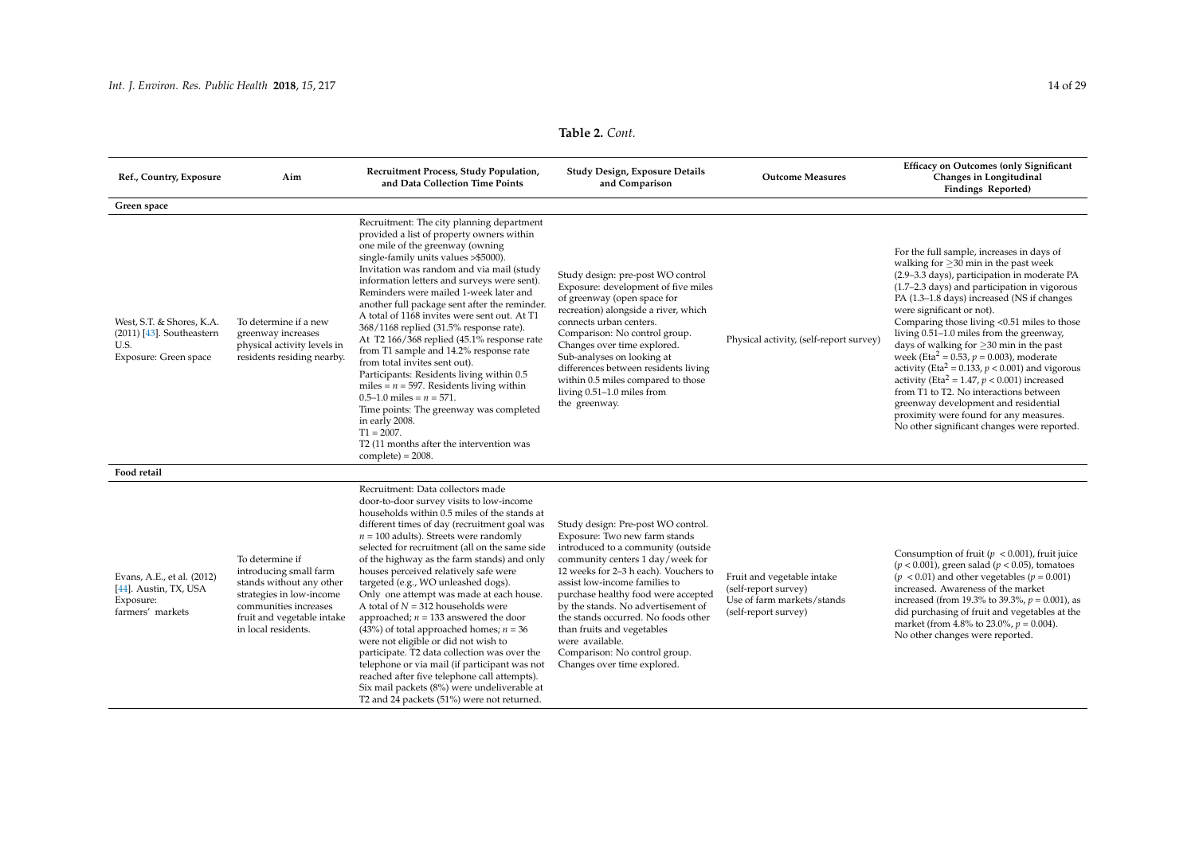**Table 2.** *Cont.*

| Ref., Country, Exposure | Aim | Recruitment Process, Study Population, and Data Collection Time Points | Study Design, Exposure Details and Comparison | Outcome Measures | Efficacy on Outcomes (only Significant Changes in Longitudinal Findings Reported) |
|---|---|---|---|---|---|
| **Green space** | | | | | |
| West, S.T. & Shores, K.A. (2011) [43]. Southeastern U.S. Exposure: Green space | To determine if a new greenway increases physical activity levels in residents residing nearby. | Recruitment: The city planning department provided a list of property owners within one mile of the greenway (owning single-family units values >$5000). Invitation was random and via mail (study information letters and surveys were sent). Reminders were mailed 1-week later and another full package sent after the reminder. A total of 1168 invites were sent out. At T1 368/1168 replied (31.5% response rate). At T2 166/368 replied (45.1% response rate from T1 sample and 14.2% response rate from total invites sent out). Participants: Residents living within 0.5 miles = $n$ = 597. Residents living within 0.5–1.0 miles = $n$ = 571. Time points: The greenway was completed in early 2008. T1 = 2007. T2 (11 months after the intervention was complete) = 2008. | Study design: pre-post WO control Exposure: development of five miles of greenway (open space for recreation) alongside a river, which connects urban centers. Comparison: No control group. Changes over time explored. Sub-analyses on looking at differences between residents living within 0.5 miles compared to those living 0.51–1.0 miles from the greenway. | Physical activity, (self-report survey) | For the full sample, increases in days of walking for ≥30 min in the past week (2.9–3.3 days), participation in moderate PA (1.7–2.3 days) and participation in vigorous PA (1.3–1.8 days) increased (NS if changes were significant or not). Comparing those living <0.51 miles to those living 0.51–1.0 miles from the greenway, days of walking for ≥30 min in the past week (Eta$^2$ = 0.53, $p$ = 0.003), moderate activity (Eta$^2$ = 0.133, $p$ < 0.001) and vigorous activity (Eta$^2$ = 1.47, $p$ < 0.001) increased from T1 to T2. No interactions between greenway development and residential proximity were found for any measures. No other significant changes were reported. |
| **Food retail** | | | | | |
| Evans, A.E., et al. (2012) [44]. Austin, TX, USA Exposure: farmers' markets | To determine if introducing small farm stands without any other strategies in low-income communities increases fruit and vegetable intake in local residents. | Recruitment: Data collectors made door-to-door survey visits to low-income households within 0.5 miles of the stands at different times of day (recruitment goal was $n$ = 100 adults). Streets were randomly selected for recruitment (all on the same side of the highway as the farm stands) and only houses perceived relatively safe were targeted (e.g., WO unleashed dogs). Only one attempt was made at each house. A total of $N$ = 312 households were approached; $n$ = 133 answered the door (43%) of total approached homes; $n$ = 36 were not eligible or did not wish to participate. T2 data collection was over the telephone or via mail (if participant was not reached after five telephone call attempts). Six mail packets (8%) were undeliverable at T2 and 24 packets (51%) were not returned. | Study design: Pre-post WO control. Exposure: Two new farm stands introduced to a community (outside community centers 1 day/week for 12 weeks for 2–3 h each). Vouchers to assist low-income families to purchase healthy food were accepted by the stands. No advertisement of the stands occurred. No foods other than fruits and vegetables were available. Comparison: No control group. Changes over time explored. | Fruit and vegetable intake (self-report survey) Use of farm markets/stands (self-report survey) | Consumption of fruit ($p$ < 0.001), fruit juice ($p$ < 0.001), green salad ($p$ < 0.05), tomatoes ($p$ < 0.01) and other vegetables ($p$ = 0.001) increased. Awareness of the market increased (from 19.3% to 39.3%, $p$ = 0.001), as did purchasing of fruit and vegetables at the market (from 4.8% to 23.0%, $p$ = 0.004). No other changes were reported. |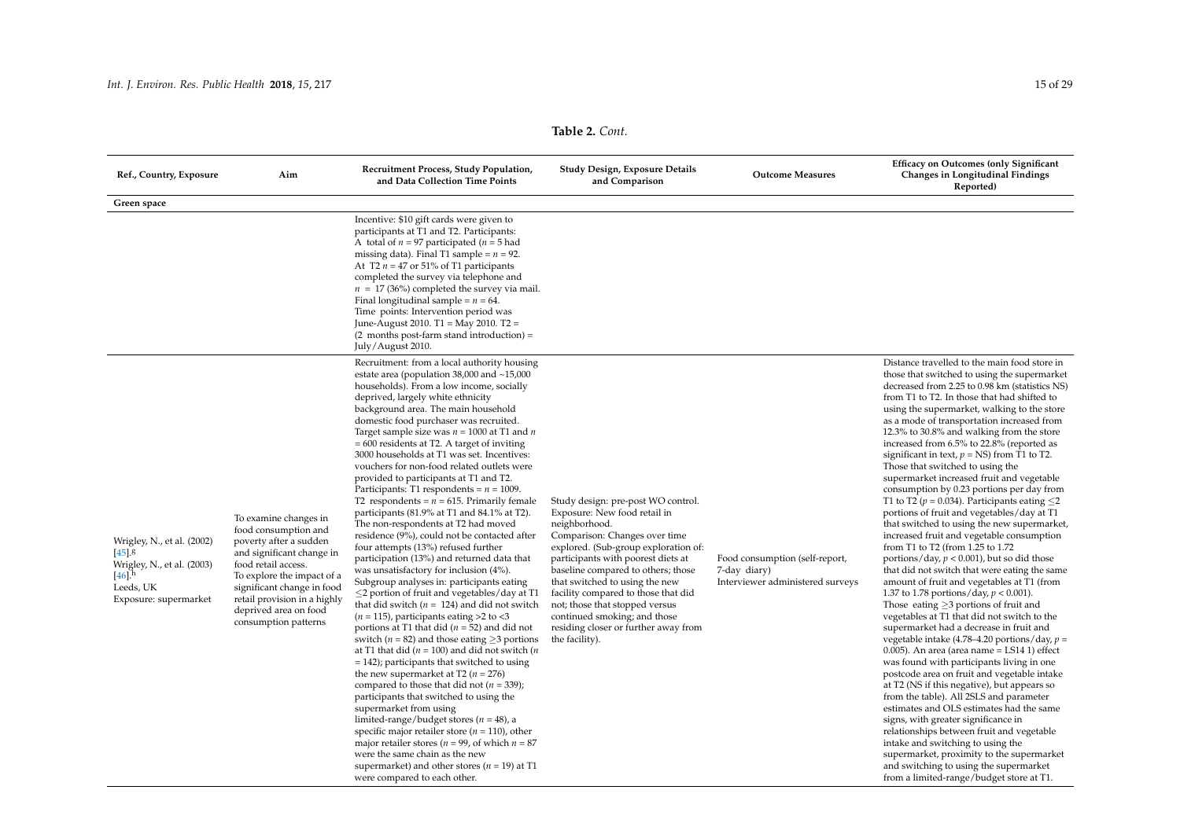**Table 2.** *Cont.*

| Ref., Country, Exposure | Aim | Recruitment Process, Study Population, and Data Collection Time Points | Study Design, Exposure Details and Comparison | Outcome Measures | Efficacy on Outcomes (only Significant Changes in Longitudinal Findings Reported) |
|---|---|---|---|---|---|
| **Green space** | | | | | |
| | | Incentive: $10 gift cards were given to participants at T1 and T2. Participants: A total of $n$ = 97 participated ($n$ = 5 had missing data). Final T1 sample = $n$ = 92. At T2 $n$ = 47 or 51% of T1 participants completed the survey via telephone and $n$ = 17 (36%) completed the survey via mail. Final longitudinal sample = $n$ = 64. Time points: Intervention period was June-August 2010. T1 = May 2010. T2 = (2 months post-farm stand introduction) = July/August 2010. | | | |
| Wrigley, N., et al. (2002) [45].[g] Wrigley, N., et al. (2003) [46].[h] Leeds, UK Exposure: supermarket | To examine changes in food consumption and poverty after a sudden and significant change in food retail access. To explore the impact of a significant change in food retail provision in a highly deprived area on food consumption patterns | Recruitment: from a local authority housing estate area (population 38,000 and ~15,000 households). From a low income, socially deprived, largely white ethnicity background area. The main household domestic food purchaser was recruited. Target sample size was $n$ = 1000 at T1 and $n$ = 600 residents at T2. A target of inviting 3000 households at T1 was set. Incentives: vouchers for non-food related outlets were provided to participants at T1 and T2. Participants: T1 respondents = $n$ = 1009. T2 respondents = $n$ = 615. Primarily female participants (81.9% at T1 and 84.1% at T2). The non-respondents at T2 had moved residence (9%), could not be contacted after four attempts (13%) refused further participation (13%) and returned data that was unsatisfactory for inclusion (4%). Subgroup analyses in: participants eating ≤2 portion of fruit and vegetables/day at T1 that did switch ($n$ = 124) and did not switch ($n$ = 115), participants eating >2 to <3 portions at T1 that did ($n$ = 52) and did not switch ($n$ = 82) and those eating ≥3 portions at T1 that did ($n$ = 100) and did not switch ($n$ = 142); participants that switched to using the new supermarket at T2 ($n$ = 276) compared to those that did not ($n$ = 339); participants that switched to using the new supermarket from using limited-range/budget stores ($n$ = 48), a specific major retailer store ($n$ = 110), other major retailer stores ($n$ = 99, of which $n$ = 87 were the same chain as the new supermarket) and other stores ($n$ = 19) at T1 were compared to each other. | Study design: pre-post WO control. Exposure: New food retail in neighborhood. Comparison: Changes over time explored. (Sub-group exploration of: participants with poorest diets at baseline compared to others; those that switched to using the new facility compared to those that did not; those that stopped versus continued smoking; and those residing closer or further away from the facility). | Food consumption (self-report, 7-day diary) Interviewer administered surveys | Distance travelled to the main food store in those that switched to using the supermarket decreased from 2.25 to 0.98 km (statistics NS) from T1 to T2. In those that had shifted to using the supermarket, walking to the store as a mode of transportation increased from 12.3% to 30.8% and walking from the store increased from 6.5% to 22.8% (reported as significant in text, $p$ = NS) from T1 to T2. Those that switched to using the supermarket increased fruit and vegetable consumption by 0.23 portions per day from T1 to T2 ($p$ = 0.034). Participants eating ≤2 portions of fruit and vegetables/day at T1 that switched to using the new supermarket, increased fruit and vegetable consumption from T1 to T2 (from 1.25 to 1.72 portions/day, $p$ < 0.001), but so did those that did not switch that were eating the same amount of fruit and vegetables at T1 (from 1.37 to 1.78 portions/day, $p$ < 0.001). Those eating ≥3 portions of fruit and vegetables at T1 that did not switch to the supermarket had a decrease in fruit and vegetable intake (4.78–4.20 portions/day, $p$ = 0.005). An area (area name = LS14 1) effect was found with participants living in one postcode area on fruit and vegetable intake at T2 (NS if this negative), but appears so from the table). All 2SLS and parameter estimates and OLS estimates had the same signs, with greater significance in relationships between fruit and vegetable intake and switching to using the supermarket, proximity to the supermarket and switching to using the supermarket from a limited-range/budget store at T1. |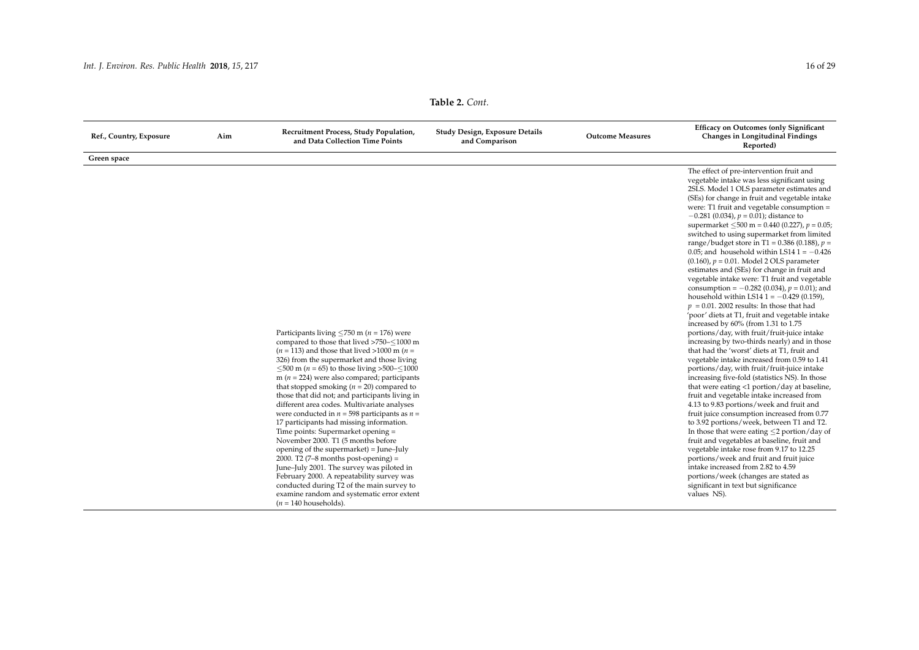**Table 2.** *Cont.*

| Ref., Country, Exposure | Aim | Recruitment Process, Study Population, and Data Collection Time Points | Study Design, Exposure Details and Comparison | Outcome Measures | Efficacy on Outcomes (only Significant Changes in Longitudinal Findings Reported) |
| --- | --- | --- | --- | --- | --- |
| **Green space** | | | | | |
| | | Participants living ≤750 m ($n$ = 176) were compared to those that lived >750–≤1000 m ($n$ = 113) and those that lived >1000 m ($n$ = 326) from the supermarket and those living ≤500 m ($n$ = 65) to those living >500–≤1000 m ($n$ = 224) were also compared; participants that stopped smoking ($n$ = 20) compared to those that did not; and participants living in different area codes. Multivariate analyses were conducted in $n$ = 598 participants as $n$ = 17 participants had missing information. Time points: Supermarket opening = November 2000. T1 (5 months before opening of the supermarket) = June–July 2000. T2 (7–8 months post-opening) = June–July 2001. The survey was piloted in February 2000. A repeatability survey was conducted during T2 of the main survey to examine random and systematic error extent ($n$ = 140 households). | | | The effect of pre-intervention fruit and vegetable intake was less significant using 2SLS. Model 1 OLS parameter estimates and (SEs) for change in fruit and vegetable intake were: T1 fruit and vegetable consumption = −0.281 (0.034), $p$ = 0.01); distance to supermarket ≤500 m = 0.440 (0.227), $p$ = 0.05; switched to using supermarket from limited range/budget store in T1 = 0.386 (0.188), $p$ = 0.05; and household within LS14 1 = −0.426 (0.160), $p$ = 0.01. Model 2 OLS parameter estimates and (SEs) for change in fruit and vegetable intake were: T1 fruit and vegetable consumption = −0.282 (0.034), $p$ = 0.01); and household within LS14 1 = −0.429 (0.159), $p$ = 0.01. 2002 results: In those that had 'poor' diets at T1, fruit and vegetable intake increased by 60% (from 1.31 to 1.75 portions/day, with fruit/fruit-juice intake increasing by two-thirds nearly) and in those that had the 'worst' diets at T1, fruit and vegetable intake increased from 0.59 to 1.41 portions/day, with fruit/fruit-juice intake increasing five-fold (statistics NS). In those that were eating <1 portion/day at baseline, fruit and vegetable intake increased from 4.13 to 9.83 portions/week and fruit and fruit juice consumption increased from 0.77 to 3.92 portions/week, between T1 and T2. In those that were eating ≤2 portion/day of fruit and vegetables at baseline, fruit and vegetable intake rose from 9.17 to 12.25 portions/week and fruit and fruit juice intake increased from 2.82 to 4.59 portions/week (changes are stated as significant in text but significance values NS). |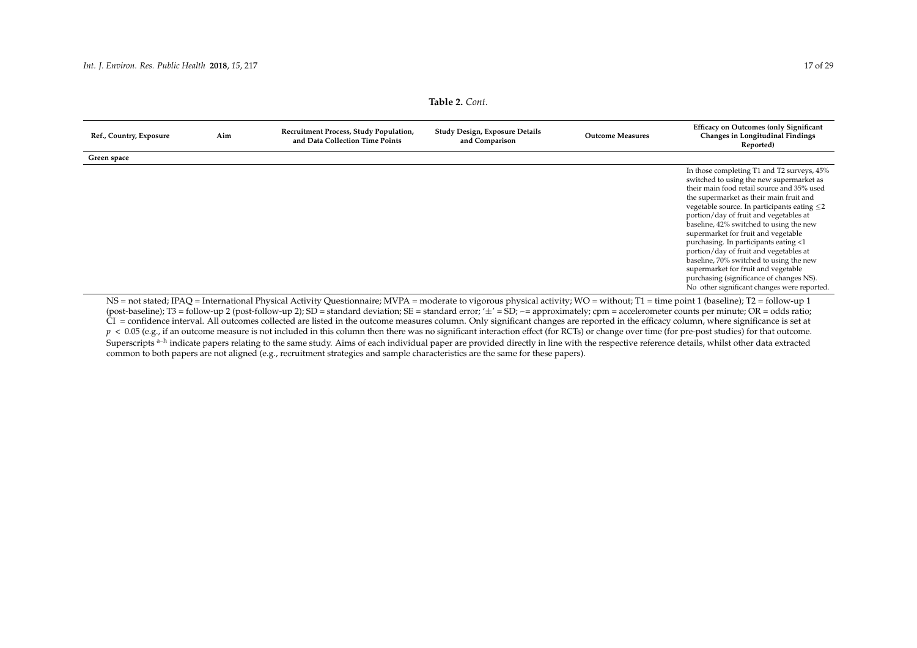**Table 2.** *Cont.*

| Ref., Country, Exposure | Aim | Recruitment Process, Study Population, and Data Collection Time Points | Study Design, Exposure Details and Comparison | Outcome Measures | Efficacy on Outcomes (only Significant Changes in Longitudinal Findings Reported) |
|---|---|---|---|---|---|
| **Green space** | | | | | |
| | | | | | In those completing T1 and T2 surveys, 45% switched to using the new supermarket as their main food retail source and 35% used the supermarket as their main fruit and vegetable source. In participants eating ≤2 portion/day of fruit and vegetables at baseline, 42% switched to using the new supermarket for fruit and vegetable purchasing. In participants eating <1 portion/day of fruit and vegetables at baseline, 70% switched to using the new supermarket for fruit and vegetable purchasing (significance of changes NS). No other significant changes were reported. |

NS = not stated; IPAQ = International Physical Activity Questionnaire; MVPA = moderate to vigorous physical activity; WO = without; T1 = time point 1 (baseline); T2 = follow-up 1 (post-baseline); T3 = follow-up 2 (post-follow-up 2); SD = standard deviation; SE = standard error; '±' = SD; ~= approximately; cpm = accelerometer counts per minute; OR = odds ratio; CI = confidence interval. All outcomes collected are listed in the outcome measures column. Only significant changes are reported in the efficacy column, where significance is set at $p < 0.05$ (e.g., if an outcome measure is not included in this column then there was no significant interaction effect (for RCTs) or change over time (for pre-post studies) for that outcome. Superscripts [a–h] indicate papers relating to the same study. Aims of each individual paper are provided directly in line with the respective reference details, whilst other data extracted common to both papers are not aligned (e.g., recruitment strategies and sample characteristics are the same for these papers).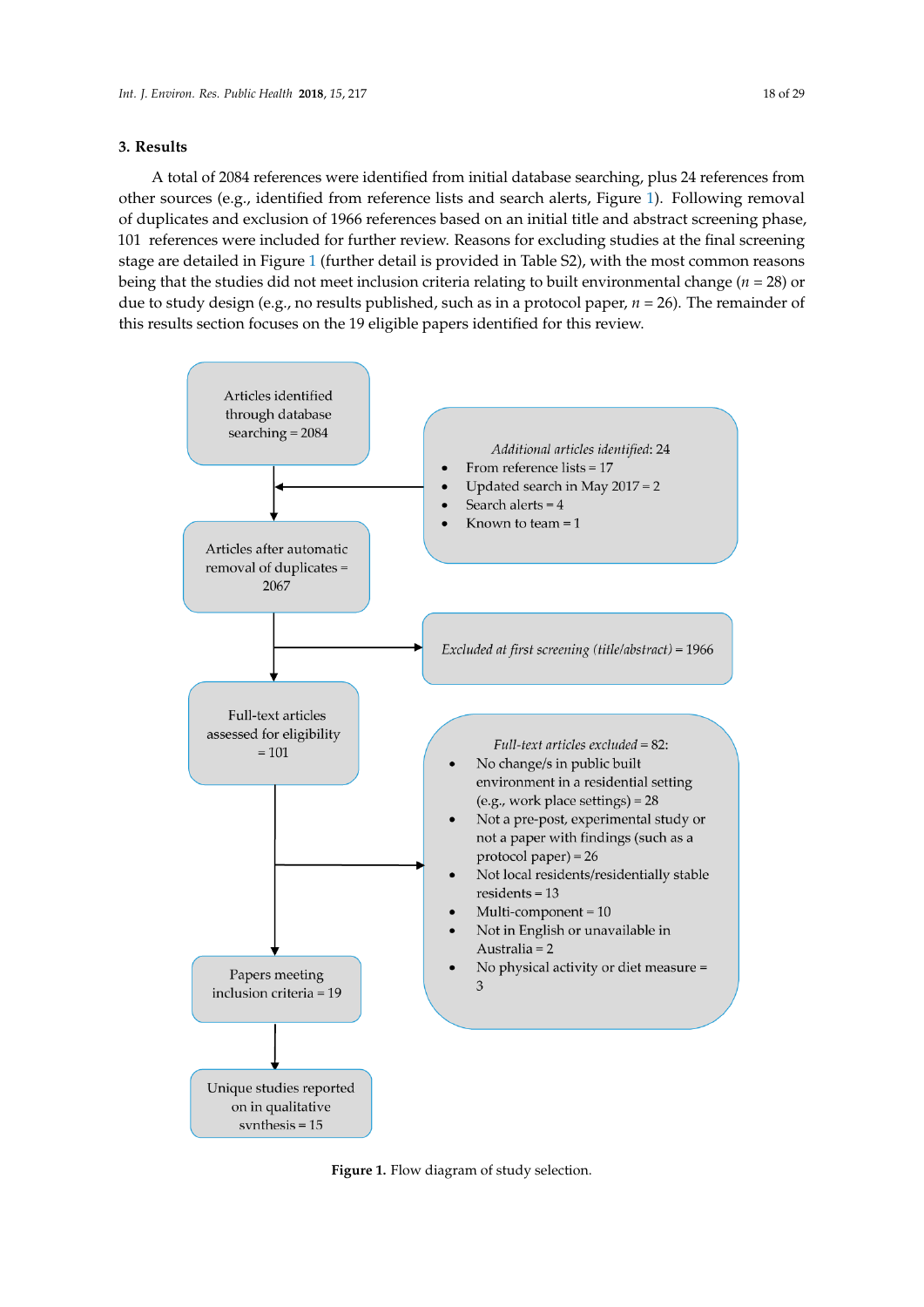## 3. Results

A total of 2084 references were identified from initial database searching, plus 24 references from other sources (e.g., identified from reference lists and search alerts, Figure 1). Following removal of duplicates and exclusion of 1966 references based on an initial title and abstract screening phase, 101 references were included for further review. Reasons for excluding studies at the final screening stage are detailed in Figure 1 (further detail is provided in Table S2), with the most common reasons being that the studies did not meet inclusion criteria relating to built environmental change ($n$ = 28) or due to study design (e.g., no results published, such as in a protocol paper, $n$ = 26). The remainder of this results section focuses on the 19 eligible papers identified for this review.

Articles identified through database searching = 2084

*Additional articles identified*: 24
- From reference lists = 17
- Updated search in May 2017 = 2
- Search alerts = 4
- Known to team = 1

Articles after automatic removal of duplicates = 2067

*Excluded at first screening (title/abstract)* = 1966

Full-text articles assessed for eligibility = 101

*Full-text articles excluded* = 82:
- No change/s in public built environment in a residential setting (e.g., work place settings) = 28
- Not a pre-post, experimental study or not a paper with findings (such as a protocol paper) = 26
- Not local residents/residentially stable residents = 13
- Multi-component = 10
- Not in English or unavailable in Australia = 2
- No physical activity or diet measure = 3

Papers meeting inclusion criteria = 19

Unique studies reported on in qualitative synthesis = 15

**Figure 1.** Flow diagram of study selection.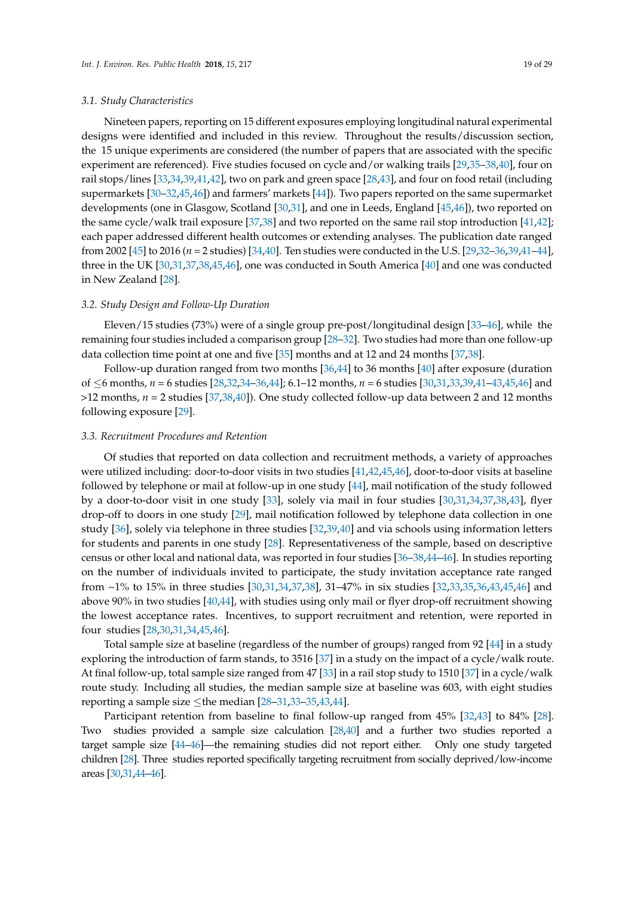### 3.1. Study Characteristics

Nineteen papers, reporting on 15 different exposures employing longitudinal natural experimental designs were identified and included in this review. Throughout the results/discussion section, the 15 unique experiments are considered (the number of papers that are associated with the specific experiment are referenced). Five studies focused on cycle and/or walking trails [29,35–38,40], four on rail stops/lines [33,34,39,41,42], two on park and green space [28,43], and four on food retail (including supermarkets [30–32,45,46]) and farmers' markets [44]). Two papers reported on the same supermarket developments (one in Glasgow, Scotland [30,31], and one in Leeds, England [45,46]), two reported on the same cycle/walk trail exposure [37,38] and two reported on the same rail stop introduction [41,42]; each paper addressed different health outcomes or extending analyses. The publication date ranged from 2002 [45] to 2016 ($n$ = 2 studies) [34,40]. Ten studies were conducted in the U.S. [29,32–36,39,41–44], three in the UK [30,31,37,38,45,46], one was conducted in South America [40] and one was conducted in New Zealand [28].

### 3.2. Study Design and Follow-Up Duration

Eleven/15 studies (73%) were of a single group pre-post/longitudinal design [33–46], while the remaining four studies included a comparison group [28–32]. Two studies had more than one follow-up data collection time point at one and five [35] months and at 12 and 24 months [37,38].

Follow-up duration ranged from two months [36,44] to 36 months [40] after exposure (duration of ≤6 months, $n$ = 6 studies [28,32,34–36,44]; 6.1–12 months, $n$ = 6 studies [30,31,33,39,41–43,45,46] and >12 months, $n$ = 2 studies [37,38,40]). One study collected follow-up data between 2 and 12 months following exposure [29].

### 3.3. Recruitment Procedures and Retention

Of studies that reported on data collection and recruitment methods, a variety of approaches were utilized including: door-to-door visits in two studies [41,42,45,46], door-to-door visits at baseline followed by telephone or mail at follow-up in one study [44], mail notification of the study followed by a door-to-door visit in one study [33], solely via mail in four studies [30,31,34,37,38,43], flyer drop-off to doors in one study [29], mail notification followed by telephone data collection in one study [36], solely via telephone in three studies [32,39,40] and via schools using information letters for students and parents in one study [28]. Representativeness of the sample, based on descriptive census or other local and national data, was reported in four studies [36–38,44–46]. In studies reporting on the number of individuals invited to participate, the study invitation acceptance rate ranged from ~1% to 15% in three studies [30,31,34,37,38], 31–47% in six studies [32,33,35,36,43,45,46] and above 90% in two studies [40,44], with studies using only mail or flyer drop-off recruitment showing the lowest acceptance rates. Incentives, to support recruitment and retention, were reported in four studies [28,30,31,34,45,46].

Total sample size at baseline (regardless of the number of groups) ranged from 92 [44] in a study exploring the introduction of farm stands, to 3516 [37] in a study on the impact of a cycle/walk route. At final follow-up, total sample size ranged from 47 [33] in a rail stop study to 1510 [37] in a cycle/walk route study. Including all studies, the median sample size at baseline was 603, with eight studies reporting a sample size ≤the median [28–31,33–35,43,44].

Participant retention from baseline to final follow-up ranged from 45% [32,43] to 84% [28]. Two studies provided a sample size calculation [28,40] and a further two studies reported a target sample size [44–46]—the remaining studies did not report either. Only one study targeted children [28]. Three studies reported specifically targeting recruitment from socially deprived/low-income areas [30,31,44–46].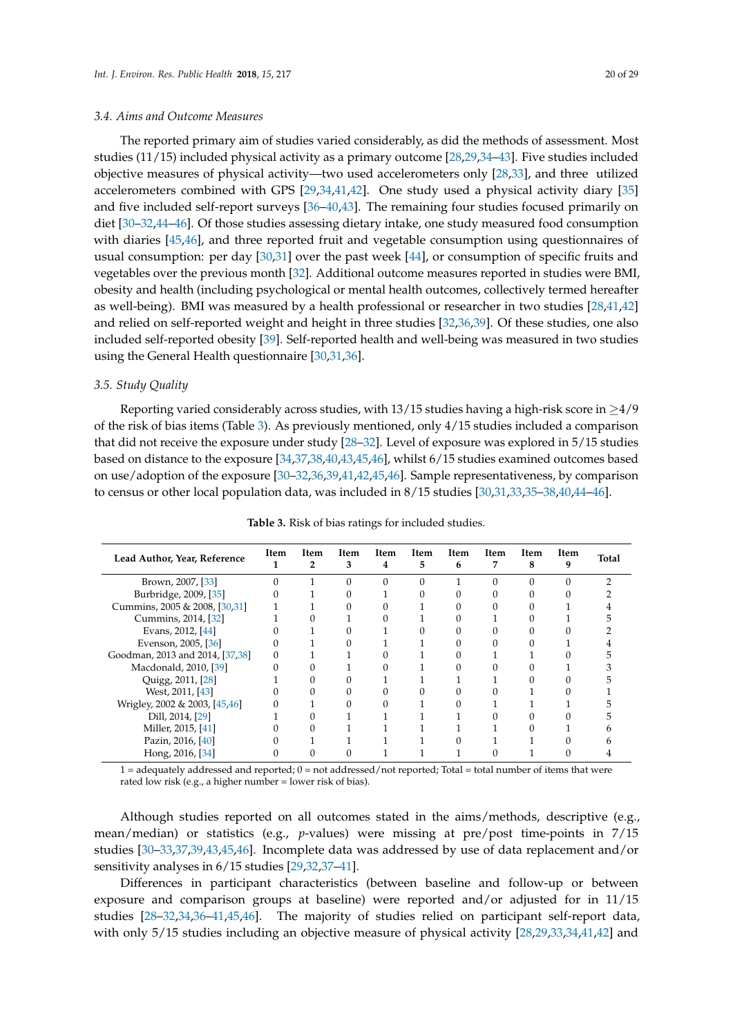### 3.4. Aims and Outcome Measures

The reported primary aim of studies varied considerably, as did the methods of assessment. Most studies (11/15) included physical activity as a primary outcome [28,29,34–43]. Five studies included objective measures of physical activity—two used accelerometers only [28,33], and three utilized accelerometers combined with GPS [29,34,41,42]. One study used a physical activity diary [35] and five included self-report surveys [36–40,43]. The remaining four studies focused primarily on diet [30–32,44–46]. Of those studies assessing dietary intake, one study measured food consumption with diaries [45,46], and three reported fruit and vegetable consumption using questionnaires of usual consumption: per day [30,31] over the past week [44], or consumption of specific fruits and vegetables over the previous month [32]. Additional outcome measures reported in studies were BMI, obesity and health (including psychological or mental health outcomes, collectively termed hereafter as well-being). BMI was measured by a health professional or researcher in two studies [28,41,42] and relied on self-reported weight and height in three studies [32,36,39]. Of these studies, one also included self-reported obesity [39]. Self-reported health and well-being was measured in two studies using the General Health questionnaire [30,31,36].

### 3.5. Study Quality

Reporting varied considerably across studies, with 13/15 studies having a high-risk score in $\geq$4/9 of the risk of bias items (Table 3). As previously mentioned, only 4/15 studies included a comparison that did not receive the exposure under study [28–32]. Level of exposure was explored in 5/15 studies based on distance to the exposure [34,37,38,40,43,45,46], whilst 6/15 studies examined outcomes based on use/adoption of the exposure [30–32,36,39,41,42,45,46]. Sample representativeness, by comparison to census or other local population data, was included in 8/15 studies [30,31,33,35–38,40,44–46].

**Table 3.** Risk of bias ratings for included studies.

| Lead Author, Year, Reference | Item 1 | Item 2 | Item 3 | Item 4 | Item 5 | Item 6 | Item 7 | Item 8 | Item 9 | Total |
|---|---|---|---|---|---|---|---|---|---|---|
| Brown, 2007, [33] | 0 | 1 | 0 | 0 | 0 | 1 | 0 | 0 | 0 | 2 |
| Burbridge, 2009, [35] | 0 | 1 | 0 | 1 | 0 | 0 | 0 | 0 | 0 | 2 |
| Cummins, 2005 & 2008, [30,31] | 1 | 1 | 0 | 0 | 1 | 0 | 0 | 0 | 1 | 4 |
| Cummins, 2014, [32] | 1 | 0 | 1 | 0 | 1 | 0 | 1 | 0 | 1 | 5 |
| Evans, 2012, [44] | 0 | 1 | 0 | 1 | 0 | 0 | 0 | 0 | 0 | 2 |
| Evenson, 2005, [36] | 0 | 1 | 0 | 1 | 1 | 0 | 0 | 0 | 1 | 4 |
| Goodman, 2013 and 2014, [37,38] | 0 | 1 | 1 | 0 | 1 | 0 | 1 | 1 | 0 | 5 |
| Macdonald, 2010, [39] | 0 | 0 | 1 | 0 | 1 | 0 | 0 | 0 | 1 | 3 |
| Quigg, 2011, [28] | 1 | 0 | 0 | 1 | 1 | 1 | 1 | 0 | 0 | 5 |
| West, 2011, [43] | 0 | 0 | 0 | 0 | 0 | 0 | 0 | 1 | 0 | 1 |
| Wrigley, 2002 & 2003, [45,46] | 0 | 1 | 0 | 0 | 1 | 0 | 1 | 1 | 1 | 5 |
| Dill, 2014, [29] | 1 | 0 | 1 | 1 | 1 | 1 | 0 | 0 | 0 | 5 |
| Miller, 2015, [41] | 0 | 0 | 1 | 1 | 1 | 1 | 1 | 0 | 1 | 6 |
| Pazin, 2016, [40] | 0 | 1 | 1 | 1 | 1 | 0 | 1 | 1 | 0 | 6 |
| Hong, 2016, [34] | 0 | 0 | 0 | 1 | 1 | 1 | 0 | 1 | 0 | 4 |

1 = adequately addressed and reported; 0 = not addressed/not reported; Total = total number of items that were rated low risk (e.g., a higher number = lower risk of bias).

Although studies reported on all outcomes stated in the aims/methods, descriptive (e.g., mean/median) or statistics (e.g., *p*-values) were missing at pre/post time-points in 7/15 studies [30–33,37,39,43,45,46]. Incomplete data was addressed by use of data replacement and/or sensitivity analyses in 6/15 studies [29,32,37–41].

Differences in participant characteristics (between baseline and follow-up or between exposure and comparison groups at baseline) were reported and/or adjusted for in 11/15 studies [28–32,34,36–41,45,46]. The majority of studies relied on participant self-report data, with only 5/15 studies including an objective measure of physical activity [28,29,33,34,41,42] and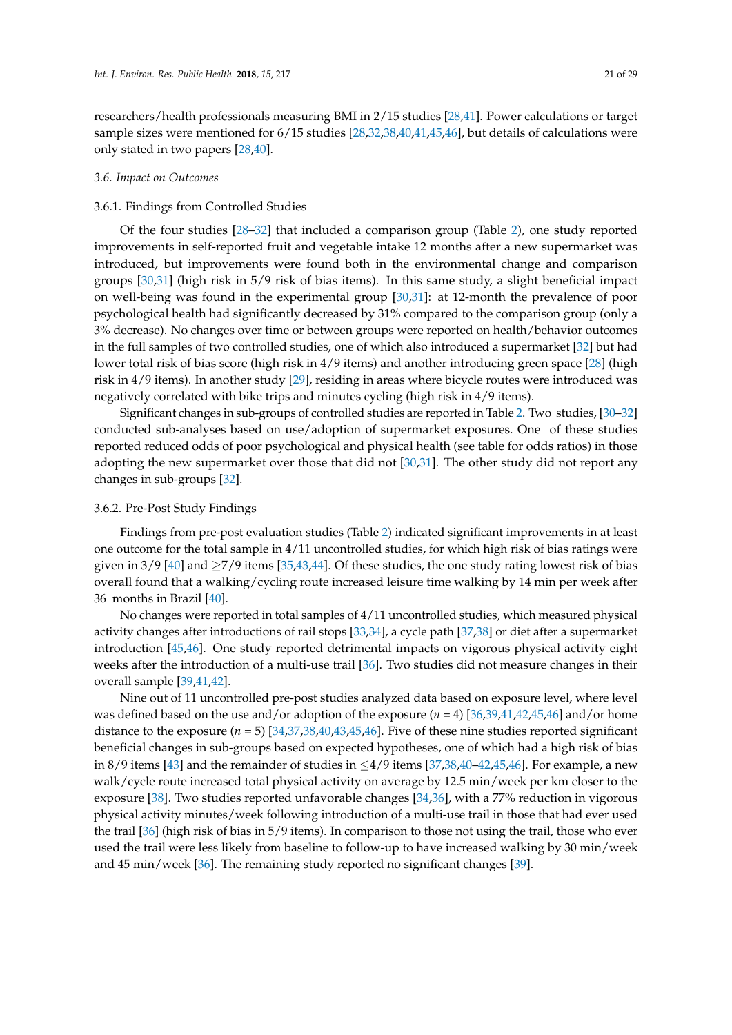researchers/health professionals measuring BMI in 2/15 studies [28,41]. Power calculations or target sample sizes were mentioned for 6/15 studies [28,32,38,40,41,45,46], but details of calculations were only stated in two papers [28,40].

### *3.6. Impact on Outcomes*

#### 3.6.1. Findings from Controlled Studies

Of the four studies [28–32] that included a comparison group (Table 2), one study reported improvements in self-reported fruit and vegetable intake 12 months after a new supermarket was introduced, but improvements were found both in the environmental change and comparison groups [30,31] (high risk in 5/9 risk of bias items). In this same study, a slight beneficial impact on well-being was found in the experimental group [30,31]: at 12-month the prevalence of poor psychological health had significantly decreased by 31% compared to the comparison group (only a 3% decrease). No changes over time or between groups were reported on health/behavior outcomes in the full samples of two controlled studies, one of which also introduced a supermarket [32] but had lower total risk of bias score (high risk in 4/9 items) and another introducing green space [28] (high risk in 4/9 items). In another study [29], residing in areas where bicycle routes were introduced was negatively correlated with bike trips and minutes cycling (high risk in 4/9 items).

Significant changes in sub-groups of controlled studies are reported in Table 2. Two studies, [30–32] conducted sub-analyses based on use/adoption of supermarket exposures. One of these studies reported reduced odds of poor psychological and physical health (see table for odds ratios) in those adopting the new supermarket over those that did not [30,31]. The other study did not report any changes in sub-groups [32].

#### 3.6.2. Pre-Post Study Findings

Findings from pre-post evaluation studies (Table 2) indicated significant improvements in at least one outcome for the total sample in 4/11 uncontrolled studies, for which high risk of bias ratings were given in 3/9 [40] and $\geq$7/9 items [35,43,44]. Of these studies, the one study rating lowest risk of bias overall found that a walking/cycling route increased leisure time walking by 14 min per week after 36 months in Brazil [40].

No changes were reported in total samples of 4/11 uncontrolled studies, which measured physical activity changes after introductions of rail stops [33,34], a cycle path [37,38] or diet after a supermarket introduction [45,46]. One study reported detrimental impacts on vigorous physical activity eight weeks after the introduction of a multi-use trail [36]. Two studies did not measure changes in their overall sample [39,41,42].

Nine out of 11 uncontrolled pre-post studies analyzed data based on exposure level, where level was defined based on the use and/or adoption of the exposure ($n$ = 4) [36,39,41,42,45,46] and/or home distance to the exposure ($n$ = 5) [34,37,38,40,43,45,46]. Five of these nine studies reported significant beneficial changes in sub-groups based on expected hypotheses, one of which had a high risk of bias in 8/9 items [43] and the remainder of studies in $\leq$4/9 items [37,38,40–42,45,46]. For example, a new walk/cycle route increased total physical activity on average by 12.5 min/week per km closer to the exposure [38]. Two studies reported unfavorable changes [34,36], with a 77% reduction in vigorous physical activity minutes/week following introduction of a multi-use trail in those that had ever used the trail [36] (high risk of bias in 5/9 items). In comparison to those not using the trail, those who ever used the trail were less likely from baseline to follow-up to have increased walking by 30 min/week and 45 min/week [36]. The remaining study reported no significant changes [39].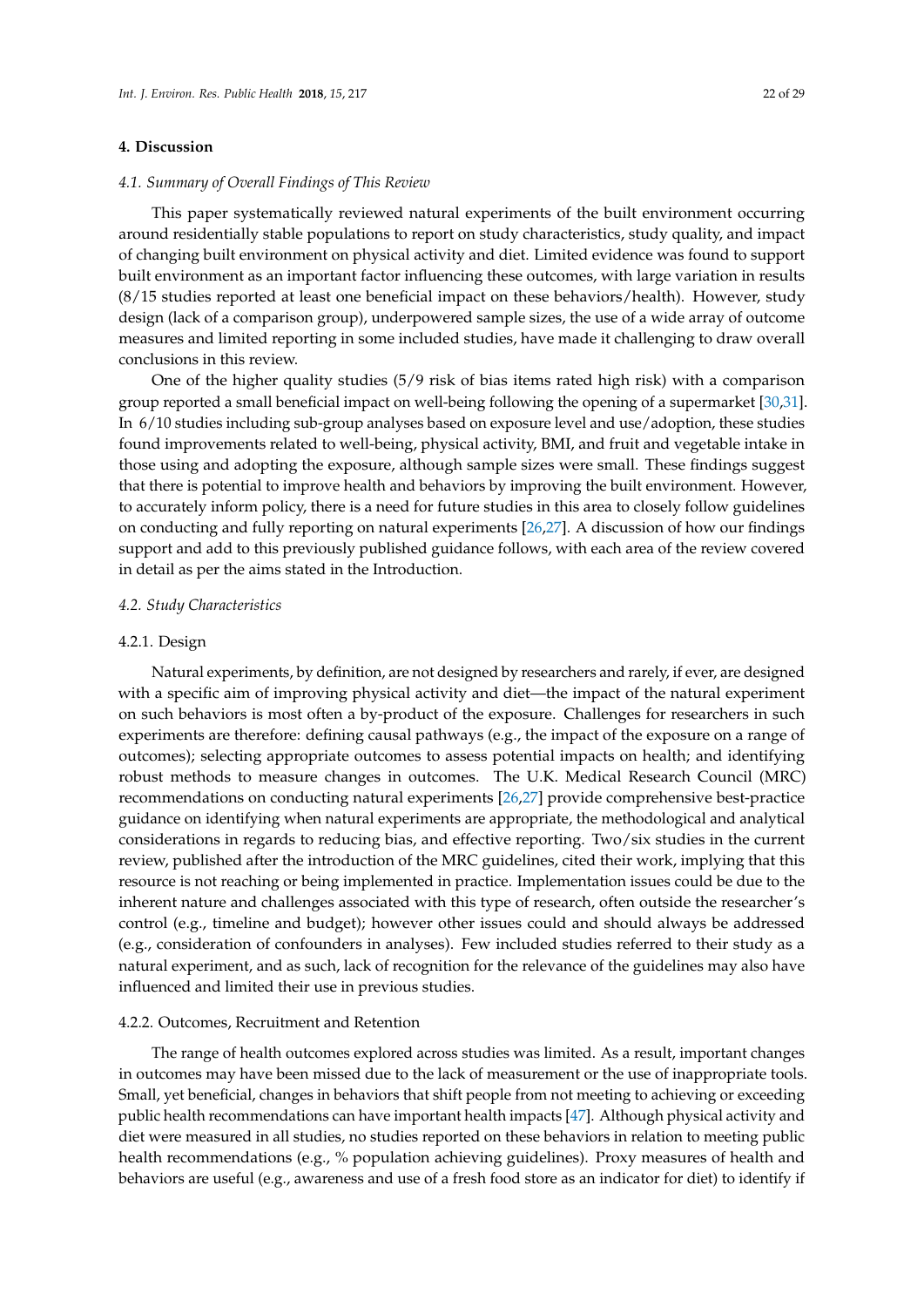## 4. Discussion

### 4.1. Summary of Overall Findings of This Review

This paper systematically reviewed natural experiments of the built environment occurring around residentially stable populations to report on study characteristics, study quality, and impact of changing built environment on physical activity and diet. Limited evidence was found to support built environment as an important factor influencing these outcomes, with large variation in results (8/15 studies reported at least one beneficial impact on these behaviors/health). However, study design (lack of a comparison group), underpowered sample sizes, the use of a wide array of outcome measures and limited reporting in some included studies, have made it challenging to draw overall conclusions in this review.

One of the higher quality studies (5/9 risk of bias items rated high risk) with a comparison group reported a small beneficial impact on well-being following the opening of a supermarket [30,31]. In 6/10 studies including sub-group analyses based on exposure level and use/adoption, these studies found improvements related to well-being, physical activity, BMI, and fruit and vegetable intake in those using and adopting the exposure, although sample sizes were small. These findings suggest that there is potential to improve health and behaviors by improving the built environment. However, to accurately inform policy, there is a need for future studies in this area to closely follow guidelines on conducting and fully reporting on natural experiments [26,27]. A discussion of how our findings support and add to this previously published guidance follows, with each area of the review covered in detail as per the aims stated in the Introduction.

### 4.2. Study Characteristics

#### 4.2.1. Design

Natural experiments, by definition, are not designed by researchers and rarely, if ever, are designed with a specific aim of improving physical activity and diet—the impact of the natural experiment on such behaviors is most often a by-product of the exposure. Challenges for researchers in such experiments are therefore: defining causal pathways (e.g., the impact of the exposure on a range of outcomes); selecting appropriate outcomes to assess potential impacts on health; and identifying robust methods to measure changes in outcomes. The U.K. Medical Research Council (MRC) recommendations on conducting natural experiments [26,27] provide comprehensive best-practice guidance on identifying when natural experiments are appropriate, the methodological and analytical considerations in regards to reducing bias, and effective reporting. Two/six studies in the current review, published after the introduction of the MRC guidelines, cited their work, implying that this resource is not reaching or being implemented in practice. Implementation issues could be due to the inherent nature and challenges associated with this type of research, often outside the researcher's control (e.g., timeline and budget); however other issues could and should always be addressed (e.g., consideration of confounders in analyses). Few included studies referred to their study as a natural experiment, and as such, lack of recognition for the relevance of the guidelines may also have influenced and limited their use in previous studies.

#### 4.2.2. Outcomes, Recruitment and Retention

The range of health outcomes explored across studies was limited. As a result, important changes in outcomes may have been missed due to the lack of measurement or the use of inappropriate tools. Small, yet beneficial, changes in behaviors that shift people from not meeting to achieving or exceeding public health recommendations can have important health impacts [47]. Although physical activity and diet were measured in all studies, no studies reported on these behaviors in relation to meeting public health recommendations (e.g., % population achieving guidelines). Proxy measures of health and behaviors are useful (e.g., awareness and use of a fresh food store as an indicator for diet) to identify if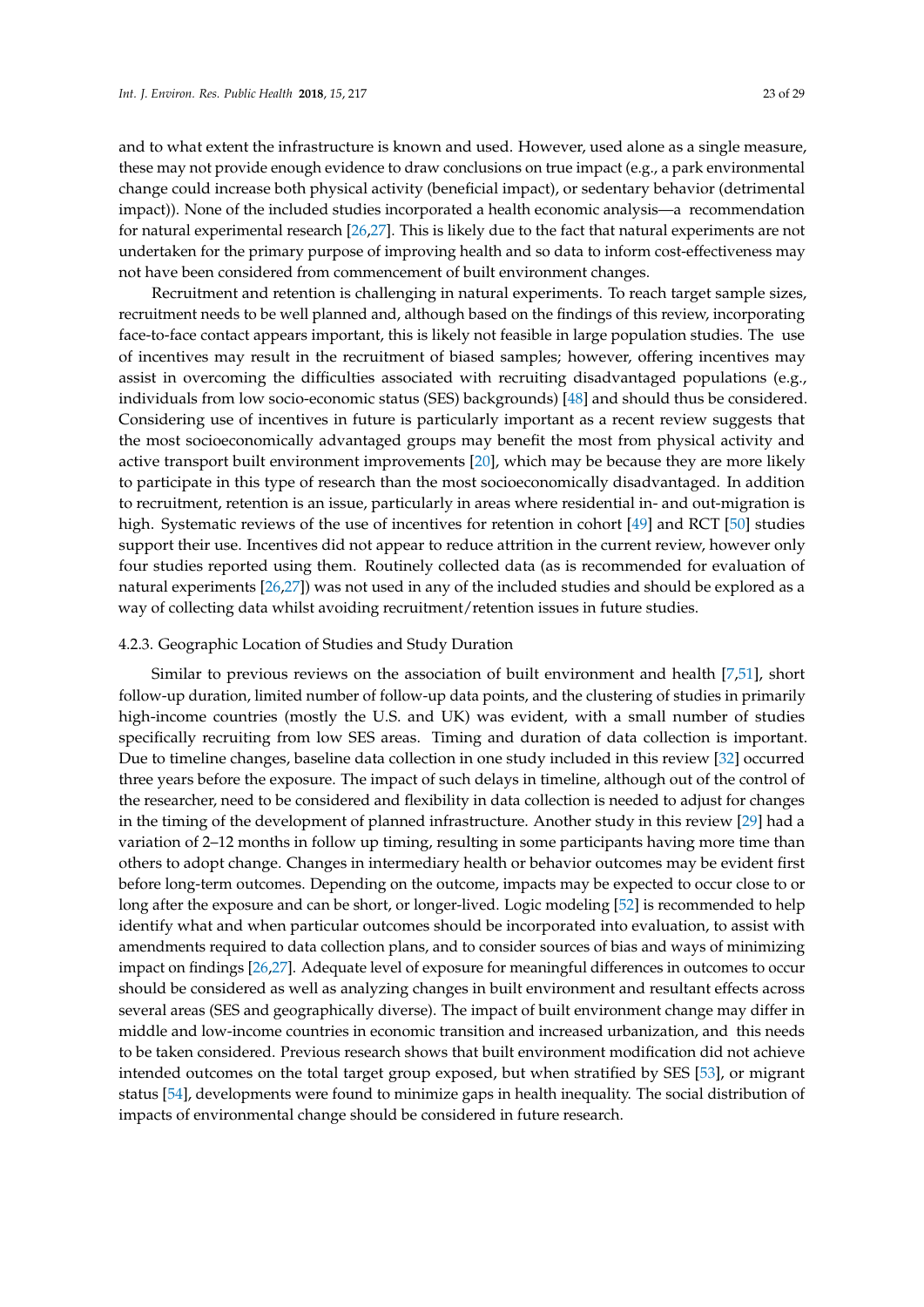and to what extent the infrastructure is known and used. However, used alone as a single measure, these may not provide enough evidence to draw conclusions on true impact (e.g., a park environmental change could increase both physical activity (beneficial impact), or sedentary behavior (detrimental impact)). None of the included studies incorporated a health economic analysis—a recommendation for natural experimental research [26,27]. This is likely due to the fact that natural experiments are not undertaken for the primary purpose of improving health and so data to inform cost-effectiveness may not have been considered from commencement of built environment changes.

Recruitment and retention is challenging in natural experiments. To reach target sample sizes, recruitment needs to be well planned and, although based on the findings of this review, incorporating face-to-face contact appears important, this is likely not feasible in large population studies. The use of incentives may result in the recruitment of biased samples; however, offering incentives may assist in overcoming the difficulties associated with recruiting disadvantaged populations (e.g., individuals from low socio-economic status (SES) backgrounds) [48] and should thus be considered. Considering use of incentives in future is particularly important as a recent review suggests that the most socioeconomically advantaged groups may benefit the most from physical activity and active transport built environment improvements [20], which may be because they are more likely to participate in this type of research than the most socioeconomically disadvantaged. In addition to recruitment, retention is an issue, particularly in areas where residential in- and out-migration is high. Systematic reviews of the use of incentives for retention in cohort [49] and RCT [50] studies support their use. Incentives did not appear to reduce attrition in the current review, however only four studies reported using them. Routinely collected data (as is recommended for evaluation of natural experiments [26,27]) was not used in any of the included studies and should be explored as a way of collecting data whilst avoiding recruitment/retention issues in future studies.

#### 4.2.3. Geographic Location of Studies and Study Duration

Similar to previous reviews on the association of built environment and health [7,51], short follow-up duration, limited number of follow-up data points, and the clustering of studies in primarily high-income countries (mostly the U.S. and UK) was evident, with a small number of studies specifically recruiting from low SES areas. Timing and duration of data collection is important. Due to timeline changes, baseline data collection in one study included in this review [32] occurred three years before the exposure. The impact of such delays in timeline, although out of the control of the researcher, need to be considered and flexibility in data collection is needed to adjust for changes in the timing of the development of planned infrastructure. Another study in this review [29] had a variation of 2–12 months in follow up timing, resulting in some participants having more time than others to adopt change. Changes in intermediary health or behavior outcomes may be evident first before long-term outcomes. Depending on the outcome, impacts may be expected to occur close to or long after the exposure and can be short, or longer-lived. Logic modeling [52] is recommended to help identify what and when particular outcomes should be incorporated into evaluation, to assist with amendments required to data collection plans, and to consider sources of bias and ways of minimizing impact on findings [26,27]. Adequate level of exposure for meaningful differences in outcomes to occur should be considered as well as analyzing changes in built environment and resultant effects across several areas (SES and geographically diverse). The impact of built environment change may differ in middle and low-income countries in economic transition and increased urbanization, and this needs to be taken considered. Previous research shows that built environment modification did not achieve intended outcomes on the total target group exposed, but when stratified by SES [53], or migrant status [54], developments were found to minimize gaps in health inequality. The social distribution of impacts of environmental change should be considered in future research.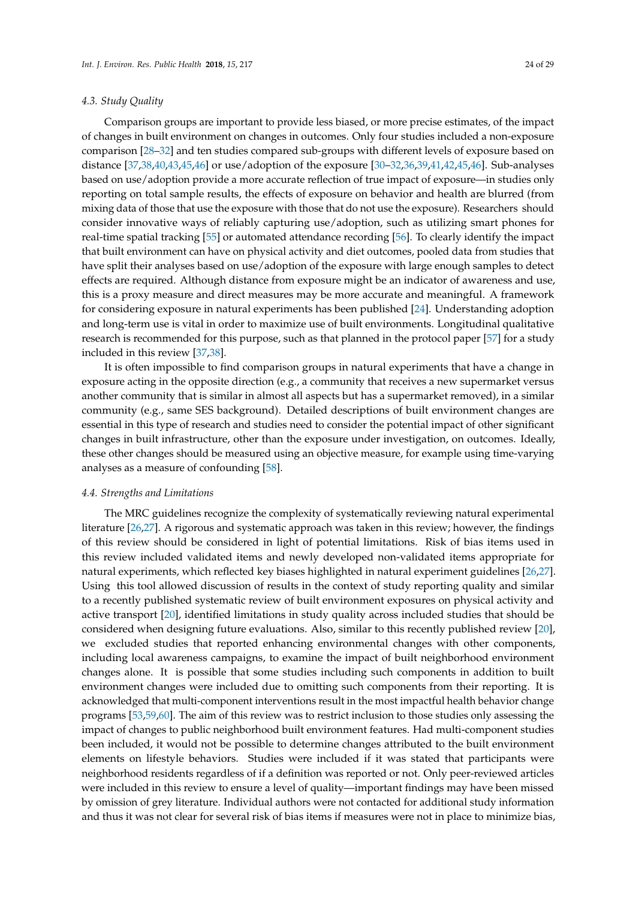### 4.3. Study Quality

Comparison groups are important to provide less biased, or more precise estimates, of the impact of changes in built environment on changes in outcomes. Only four studies included a non-exposure comparison [28–32] and ten studies compared sub-groups with different levels of exposure based on distance [37,38,40,43,45,46] or use/adoption of the exposure [30–32,36,39,41,42,45,46]. Sub-analyses based on use/adoption provide a more accurate reflection of true impact of exposure—in studies only reporting on total sample results, the effects of exposure on behavior and health are blurred (from mixing data of those that use the exposure with those that do not use the exposure). Researchers should consider innovative ways of reliably capturing use/adoption, such as utilizing smart phones for real-time spatial tracking [55] or automated attendance recording [56]. To clearly identify the impact that built environment can have on physical activity and diet outcomes, pooled data from studies that have split their analyses based on use/adoption of the exposure with large enough samples to detect effects are required. Although distance from exposure might be an indicator of awareness and use, this is a proxy measure and direct measures may be more accurate and meaningful. A framework for considering exposure in natural experiments has been published [24]. Understanding adoption and long-term use is vital in order to maximize use of built environments. Longitudinal qualitative research is recommended for this purpose, such as that planned in the protocol paper [57] for a study included in this review [37,38].

It is often impossible to find comparison groups in natural experiments that have a change in exposure acting in the opposite direction (e.g., a community that receives a new supermarket versus another community that is similar in almost all aspects but has a supermarket removed), in a similar community (e.g., same SES background). Detailed descriptions of built environment changes are essential in this type of research and studies need to consider the potential impact of other significant changes in built infrastructure, other than the exposure under investigation, on outcomes. Ideally, these other changes should be measured using an objective measure, for example using time-varying analyses as a measure of confounding [58].

### 4.4. Strengths and Limitations

The MRC guidelines recognize the complexity of systematically reviewing natural experimental literature [26,27]. A rigorous and systematic approach was taken in this review; however, the findings of this review should be considered in light of potential limitations. Risk of bias items used in this review included validated items and newly developed non-validated items appropriate for natural experiments, which reflected key biases highlighted in natural experiment guidelines [26,27]. Using this tool allowed discussion of results in the context of study reporting quality and similar to a recently published systematic review of built environment exposures on physical activity and active transport [20], identified limitations in study quality across included studies that should be considered when designing future evaluations. Also, similar to this recently published review [20], we excluded studies that reported enhancing environmental changes with other components, including local awareness campaigns, to examine the impact of built neighborhood environment changes alone. It is possible that some studies including such components in addition to built environment changes were included due to omitting such components from their reporting. It is acknowledged that multi-component interventions result in the most impactful health behavior change programs [53,59,60]. The aim of this review was to restrict inclusion to those studies only assessing the impact of changes to public neighborhood built environment features. Had multi-component studies been included, it would not be possible to determine changes attributed to the built environment elements on lifestyle behaviors. Studies were included if it was stated that participants were neighborhood residents regardless of if a definition was reported or not. Only peer-reviewed articles were included in this review to ensure a level of quality—important findings may have been missed by omission of grey literature. Individual authors were not contacted for additional study information and thus it was not clear for several risk of bias items if measures were not in place to minimize bias,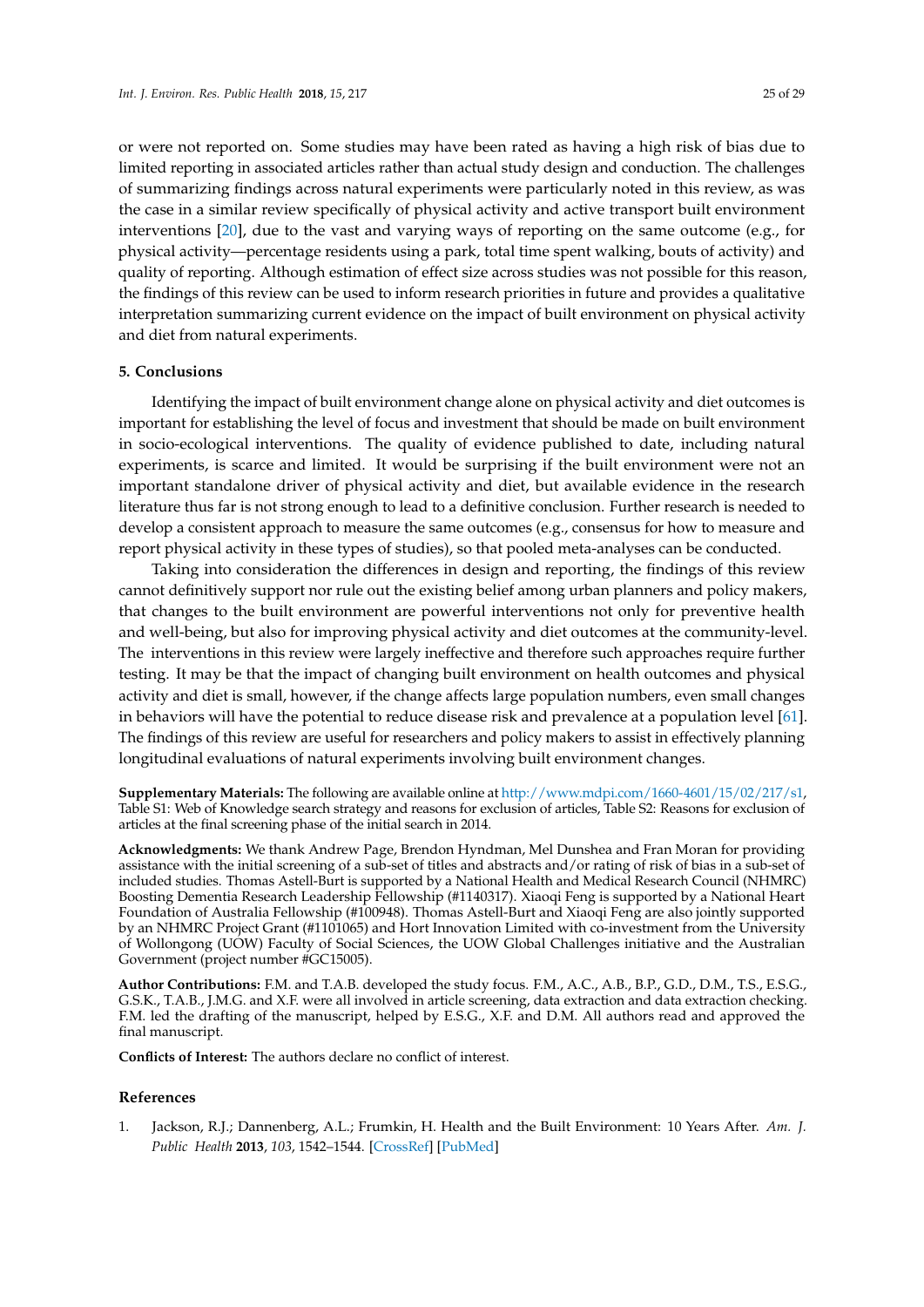or were not reported on. Some studies may have been rated as having a high risk of bias due to limited reporting in associated articles rather than actual study design and conduction. The challenges of summarizing findings across natural experiments were particularly noted in this review, as was the case in a similar review specifically of physical activity and active transport built environment interventions [20], due to the vast and varying ways of reporting on the same outcome (e.g., for physical activity—percentage residents using a park, total time spent walking, bouts of activity) and quality of reporting. Although estimation of effect size across studies was not possible for this reason, the findings of this review can be used to inform research priorities in future and provides a qualitative interpretation summarizing current evidence on the impact of built environment on physical activity and diet from natural experiments.

## 5. Conclusions

Identifying the impact of built environment change alone on physical activity and diet outcomes is important for establishing the level of focus and investment that should be made on built environment in socio-ecological interventions. The quality of evidence published to date, including natural experiments, is scarce and limited. It would be surprising if the built environment were not an important standalone driver of physical activity and diet, but available evidence in the research literature thus far is not strong enough to lead to a definitive conclusion. Further research is needed to develop a consistent approach to measure the same outcomes (e.g., consensus for how to measure and report physical activity in these types of studies), so that pooled meta-analyses can be conducted.

Taking into consideration the differences in design and reporting, the findings of this review cannot definitively support nor rule out the existing belief among urban planners and policy makers, that changes to the built environment are powerful interventions not only for preventive health and well-being, but also for improving physical activity and diet outcomes at the community-level. The interventions in this review were largely ineffective and therefore such approaches require further testing. It may be that the impact of changing built environment on health outcomes and physical activity and diet is small, however, if the change affects large population numbers, even small changes in behaviors will have the potential to reduce disease risk and prevalence at a population level [61]. The findings of this review are useful for researchers and policy makers to assist in effectively planning longitudinal evaluations of natural experiments involving built environment changes.

**Supplementary Materials:** The following are available online at http://www.mdpi.com/1660-4601/15/02/217/s1, Table S1: Web of Knowledge search strategy and reasons for exclusion of articles, Table S2: Reasons for exclusion of articles at the final screening phase of the initial search in 2014.

**Acknowledgments:** We thank Andrew Page, Brendon Hyndman, Mel Dunshea and Fran Moran for providing assistance with the initial screening of a sub-set of titles and abstracts and/or rating of risk of bias in a sub-set of included studies. Thomas Astell-Burt is supported by a National Health and Medical Research Council (NHMRC) Boosting Dementia Research Leadership Fellowship (#1140317). Xiaoqi Feng is supported by a National Heart Foundation of Australia Fellowship (#100948). Thomas Astell-Burt and Xiaoqi Feng are also jointly supported by an NHMRC Project Grant (#1101065) and Hort Innovation Limited with co-investment from the University of Wollongong (UOW) Faculty of Social Sciences, the UOW Global Challenges initiative and the Australian Government (project number #GC15005).

**Author Contributions:** F.M. and T.A.B. developed the study focus. F.M., A.C., A.B., B.P., G.D., D.M., T.S., E.S.G., G.S.K., T.A.B., J.M.G. and X.F. were all involved in article screening, data extraction and data extraction checking. F.M. led the drafting of the manuscript, helped by E.S.G., X.F. and D.M. All authors read and approved the final manuscript.

**Conflicts of Interest:** The authors declare no conflict of interest.

## References

1. Jackson, R.J.; Dannenberg, A.L.; Frumkin, H. Health and the Built Environment: 10 Years After. *Am. J. Public Health* **2013**, *103*, 1542–1544. [CrossRef] [PubMed]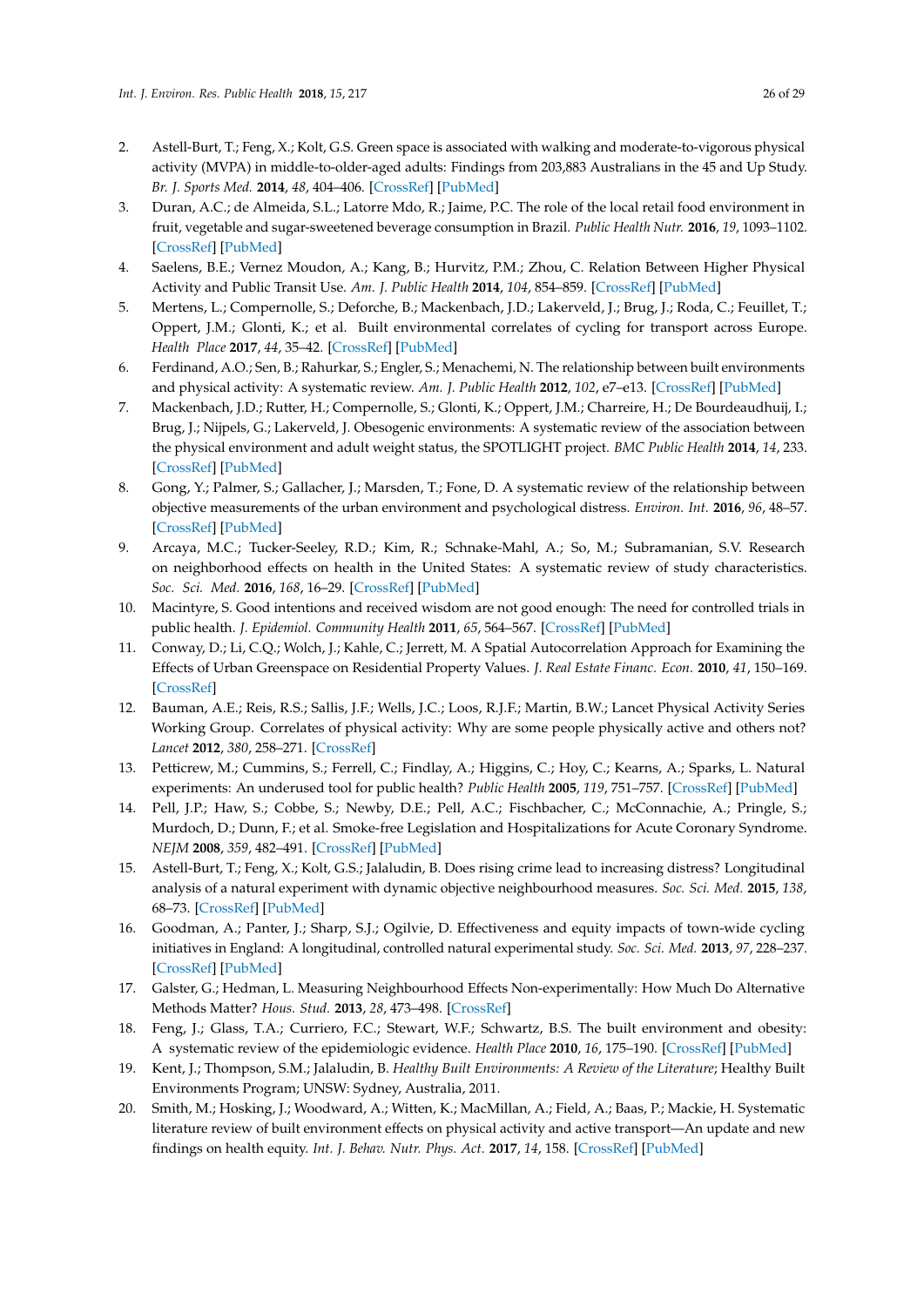2. Astell-Burt, T.; Feng, X.; Kolt, G.S. Green space is associated with walking and moderate-to-vigorous physical activity (MVPA) in middle-to-older-aged adults: Findings from 203,883 Australians in the 45 and Up Study. *Br. J. Sports Med.* **2014**, *48*, 404–406. [CrossRef] [PubMed]
3. Duran, A.C.; de Almeida, S.L.; Latorre Mdo, R.; Jaime, P.C. The role of the local retail food environment in fruit, vegetable and sugar-sweetened beverage consumption in Brazil. *Public Health Nutr.* **2016**, *19*, 1093–1102. [CrossRef] [PubMed]
4. Saelens, B.E.; Vernez Moudon, A.; Kang, B.; Hurvitz, P.M.; Zhou, C. Relation Between Higher Physical Activity and Public Transit Use. *Am. J. Public Health* **2014**, *104*, 854–859. [CrossRef] [PubMed]
5. Mertens, L.; Compernolle, S.; Deforche, B.; Mackenbach, J.D.; Lakerveld, J.; Brug, J.; Roda, C.; Feuillet, T.; Oppert, J.M.; Glonti, K.; et al. Built environmental correlates of cycling for transport across Europe. *Health Place* **2017**, *44*, 35–42. [CrossRef] [PubMed]
6. Ferdinand, A.O.; Sen, B.; Rahurkar, S.; Engler, S.; Menachemi, N. The relationship between built environments and physical activity: A systematic review. *Am. J. Public Health* **2012**, *102*, e7–e13. [CrossRef] [PubMed]
7. Mackenbach, J.D.; Rutter, H.; Compernolle, S.; Glonti, K.; Oppert, J.M.; Charreire, H.; De Bourdeaudhuij, I.; Brug, J.; Nijpels, G.; Lakerveld, J. Obesogenic environments: A systematic review of the association between the physical environment and adult weight status, the SPOTLIGHT project. *BMC Public Health* **2014**, *14*, 233. [CrossRef] [PubMed]
8. Gong, Y.; Palmer, S.; Gallacher, J.; Marsden, T.; Fone, D. A systematic review of the relationship between objective measurements of the urban environment and psychological distress. *Environ. Int.* **2016**, *96*, 48–57. [CrossRef] [PubMed]
9. Arcaya, M.C.; Tucker-Seeley, R.D.; Kim, R.; Schnake-Mahl, A.; So, M.; Subramanian, S.V. Research on neighborhood effects on health in the United States: A systematic review of study characteristics. *Soc. Sci. Med.* **2016**, *168*, 16–29. [CrossRef] [PubMed]
10. Macintyre, S. Good intentions and received wisdom are not good enough: The need for controlled trials in public health. *J. Epidemiol. Community Health* **2011**, *65*, 564–567. [CrossRef] [PubMed]
11. Conway, D.; Li, C.Q.; Wolch, J.; Kahle, C.; Jerrett, M. A Spatial Autocorrelation Approach for Examining the Effects of Urban Greenspace on Residential Property Values. *J. Real Estate Financ. Econ.* **2010**, *41*, 150–169. [CrossRef]
12. Bauman, A.E.; Reis, R.S.; Sallis, J.F.; Wells, J.C.; Loos, R.J.F.; Martin, B.W.; Lancet Physical Activity Series Working Group. Correlates of physical activity: Why are some people physically active and others not? *Lancet* **2012**, *380*, 258–271. [CrossRef]
13. Petticrew, M.; Cummins, S.; Ferrell, C.; Findlay, A.; Higgins, C.; Hoy, C.; Kearns, A.; Sparks, L. Natural experiments: An underused tool for public health? *Public Health* **2005**, *119*, 751–757. [CrossRef] [PubMed]
14. Pell, J.P.; Haw, S.; Cobbe, S.; Newby, D.E.; Pell, A.C.; Fischbacher, C.; McConnachie, A.; Pringle, S.; Murdoch, D.; Dunn, F.; et al. Smoke-free Legislation and Hospitalizations for Acute Coronary Syndrome. *NEJM* **2008**, *359*, 482–491. [CrossRef] [PubMed]
15. Astell-Burt, T.; Feng, X.; Kolt, G.S.; Jalaludin, B. Does rising crime lead to increasing distress? Longitudinal analysis of a natural experiment with dynamic objective neighbourhood measures. *Soc. Sci. Med.* **2015**, *138*, 68–73. [CrossRef] [PubMed]
16. Goodman, A.; Panter, J.; Sharp, S.J.; Ogilvie, D. Effectiveness and equity impacts of town-wide cycling initiatives in England: A longitudinal, controlled natural experimental study. *Soc. Sci. Med.* **2013**, *97*, 228–237. [CrossRef] [PubMed]
17. Galster, G.; Hedman, L. Measuring Neighbourhood Effects Non-experimentally: How Much Do Alternative Methods Matter? *Hous. Stud.* **2013**, *28*, 473–498. [CrossRef]
18. Feng, J.; Glass, T.A.; Curriero, F.C.; Stewart, W.F.; Schwartz, B.S. The built environment and obesity: A systematic review of the epidemiologic evidence. *Health Place* **2010**, *16*, 175–190. [CrossRef] [PubMed]
19. Kent, J.; Thompson, S.M.; Jalaludin, B. *Healthy Built Environments: A Review of the Literature*; Healthy Built Environments Program; UNSW: Sydney, Australia, 2011.
20. Smith, M.; Hosking, J.; Woodward, A.; Witten, K.; MacMillan, A.; Field, A.; Baas, P.; Mackie, H. Systematic literature review of built environment effects on physical activity and active transport—An update and new findings on health equity. *Int. J. Behav. Nutr. Phys. Act.* **2017**, *14*, 158. [CrossRef] [PubMed]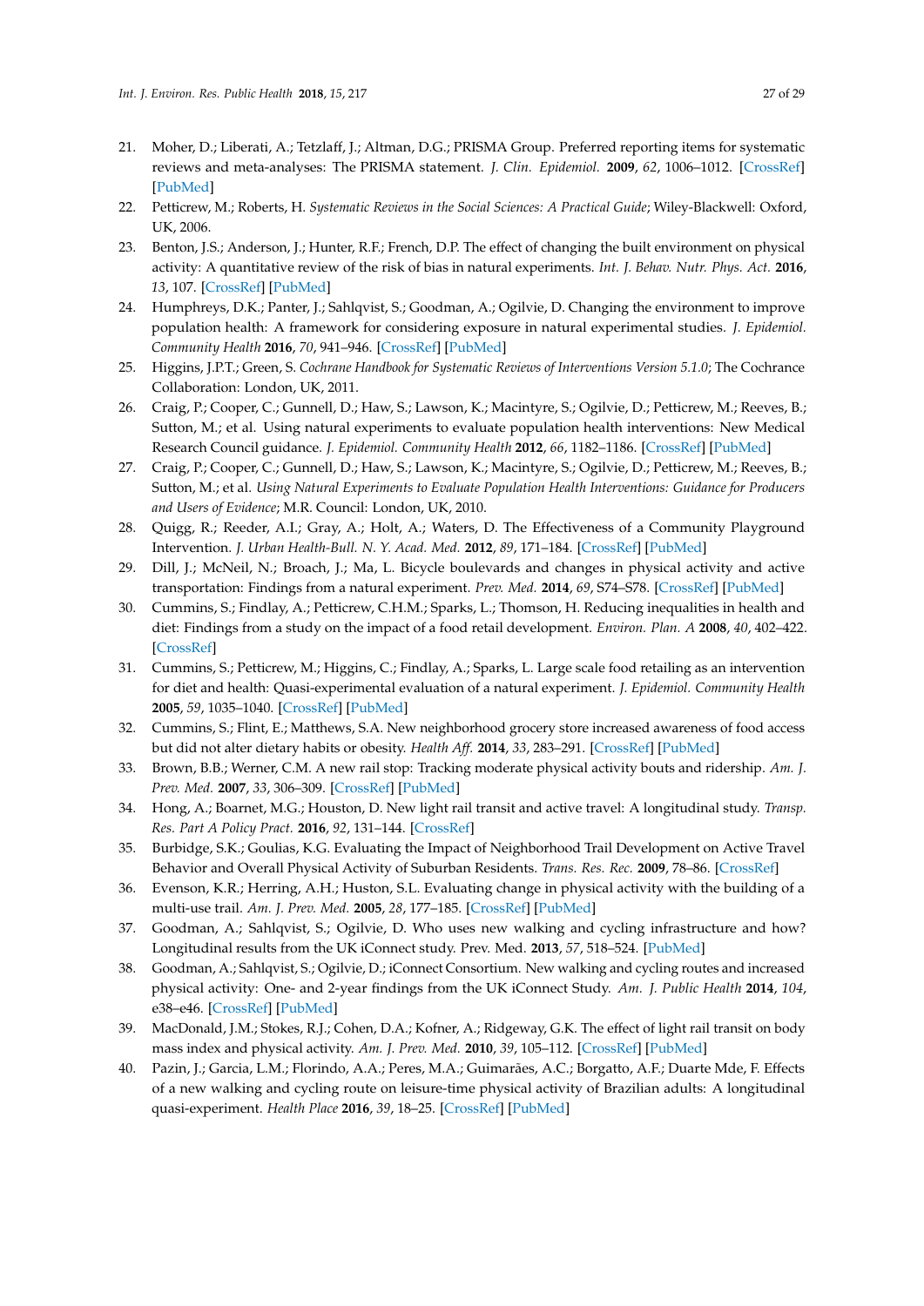21. Moher, D.; Liberati, A.; Tetzlaff, J.; Altman, D.G.; PRISMA Group. Preferred reporting items for systematic reviews and meta-analyses: The PRISMA statement. *J. Clin. Epidemiol.* **2009**, *62*, 1006–1012. [CrossRef] [PubMed]
22. Petticrew, M.; Roberts, H. *Systematic Reviews in the Social Sciences: A Practical Guide*; Wiley-Blackwell: Oxford, UK, 2006.
23. Benton, J.S.; Anderson, J.; Hunter, R.F.; French, D.P. The effect of changing the built environment on physical activity: A quantitative review of the risk of bias in natural experiments. *Int. J. Behav. Nutr. Phys. Act.* **2016**, *13*, 107. [CrossRef] [PubMed]
24. Humphreys, D.K.; Panter, J.; Sahlqvist, S.; Goodman, A.; Ogilvie, D. Changing the environment to improve population health: A framework for considering exposure in natural experimental studies. *J. Epidemiol. Community Health* **2016**, *70*, 941–946. [CrossRef] [PubMed]
25. Higgins, J.P.T.; Green, S. *Cochrane Handbook for Systematic Reviews of Interventions Version 5.1.0*; The Cochrance Collaboration: London, UK, 2011.
26. Craig, P.; Cooper, C.; Gunnell, D.; Haw, S.; Lawson, K.; Macintyre, S.; Ogilvie, D.; Petticrew, M.; Reeves, B.; Sutton, M.; et al. Using natural experiments to evaluate population health interventions: New Medical Research Council guidance. *J. Epidemiol. Community Health* **2012**, *66*, 1182–1186. [CrossRef] [PubMed]
27. Craig, P.; Cooper, C.; Gunnell, D.; Haw, S.; Lawson, K.; Macintyre, S.; Ogilvie, D.; Petticrew, M.; Reeves, B.; Sutton, M.; et al. *Using Natural Experiments to Evaluate Population Health Interventions: Guidance for Producers and Users of Evidence*; M.R. Council: London, UK, 2010.
28. Quigg, R.; Reeder, A.I.; Gray, A.; Holt, A.; Waters, D. The Effectiveness of a Community Playground Intervention. *J. Urban Health-Bull. N. Y. Acad. Med.* **2012**, *89*, 171–184. [CrossRef] [PubMed]
29. Dill, J.; McNeil, N.; Broach, J.; Ma, L. Bicycle boulevards and changes in physical activity and active transportation: Findings from a natural experiment. *Prev. Med.* **2014**, *69*, S74–S78. [CrossRef] [PubMed]
30. Cummins, S.; Findlay, A.; Petticrew, C.H.M.; Sparks, L.; Thomson, H. Reducing inequalities in health and diet: Findings from a study on the impact of a food retail development. *Environ. Plan. A* **2008**, *40*, 402–422. [CrossRef]
31. Cummins, S.; Petticrew, M.; Higgins, C.; Findlay, A.; Sparks, L. Large scale food retailing as an intervention for diet and health: Quasi-experimental evaluation of a natural experiment. *J. Epidemiol. Community Health* **2005**, *59*, 1035–1040. [CrossRef] [PubMed]
32. Cummins, S.; Flint, E.; Matthews, S.A. New neighborhood grocery store increased awareness of food access but did not alter dietary habits or obesity. *Health Aff.* **2014**, *33*, 283–291. [CrossRef] [PubMed]
33. Brown, B.B.; Werner, C.M. A new rail stop: Tracking moderate physical activity bouts and ridership. *Am. J. Prev. Med.* **2007**, *33*, 306–309. [CrossRef] [PubMed]
34. Hong, A.; Boarnet, M.G.; Houston, D. New light rail transit and active travel: A longitudinal study. *Transp. Res. Part A Policy Pract.* **2016**, *92*, 131–144. [CrossRef]
35. Burbidge, S.K.; Goulias, K.G. Evaluating the Impact of Neighborhood Trail Development on Active Travel Behavior and Overall Physical Activity of Suburban Residents. *Trans. Res. Rec.* **2009**, 78–86. [CrossRef]
36. Evenson, K.R.; Herring, A.H.; Huston, S.L. Evaluating change in physical activity with the building of a multi-use trail. *Am. J. Prev. Med.* **2005**, *28*, 177–185. [CrossRef] [PubMed]
37. Goodman, A.; Sahlqvist, S.; Ogilvie, D. Who uses new walking and cycling infrastructure and how? Longitudinal results from the UK iConnect study. Prev. Med. **2013**, *57*, 518–524. [PubMed]
38. Goodman, A.; Sahlqvist, S.; Ogilvie, D.; iConnect Consortium. New walking and cycling routes and increased physical activity: One- and 2-year findings from the UK iConnect Study. *Am. J. Public Health* **2014**, *104*, e38–e46. [CrossRef] [PubMed]
39. MacDonald, J.M.; Stokes, R.J.; Cohen, D.A.; Kofner, A.; Ridgeway, G.K. The effect of light rail transit on body mass index and physical activity. *Am. J. Prev. Med.* **2010**, *39*, 105–112. [CrossRef] [PubMed]
40. Pazin, J.; Garcia, L.M.; Florindo, A.A.; Peres, M.A.; Guimarães, A.C.; Borgatto, A.F.; Duarte Mde, F. Effects of a new walking and cycling route on leisure-time physical activity of Brazilian adults: A longitudinal quasi-experiment. *Health Place* **2016**, *39*, 18–25. [CrossRef] [PubMed]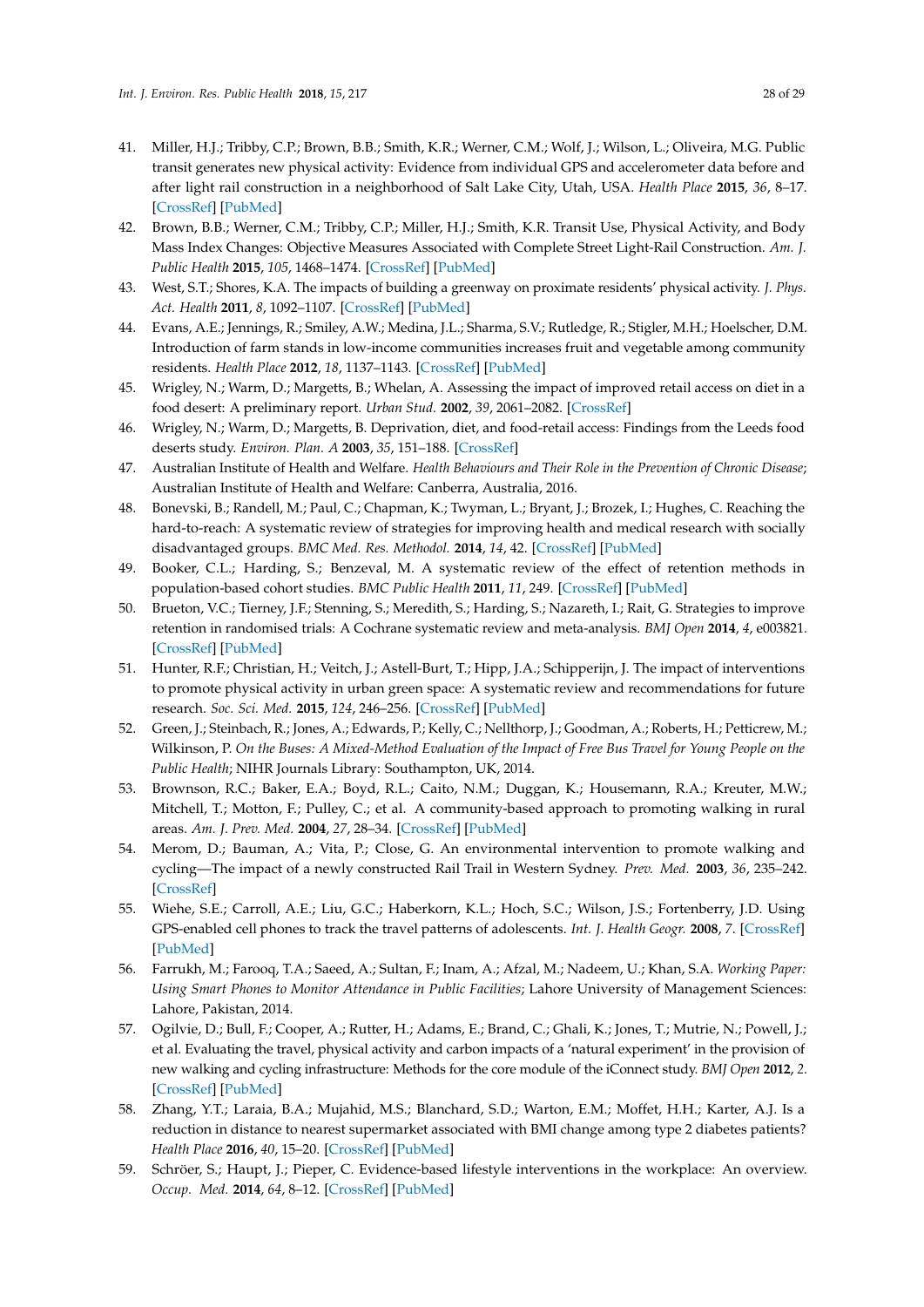41. Miller, H.J.; Tribby, C.P.; Brown, B.B.; Smith, K.R.; Werner, C.M.; Wolf, J.; Wilson, L.; Oliveira, M.G. Public transit generates new physical activity: Evidence from individual GPS and accelerometer data before and after light rail construction in a neighborhood of Salt Lake City, Utah, USA. *Health Place* **2015**, *36*, 8–17. [CrossRef] [PubMed]
42. Brown, B.B.; Werner, C.M.; Tribby, C.P.; Miller, H.J.; Smith, K.R. Transit Use, Physical Activity, and Body Mass Index Changes: Objective Measures Associated with Complete Street Light-Rail Construction. *Am. J. Public Health* **2015**, *105*, 1468–1474. [CrossRef] [PubMed]
43. West, S.T.; Shores, K.A. The impacts of building a greenway on proximate residents' physical activity. *J. Phys. Act. Health* **2011**, *8*, 1092–1107. [CrossRef] [PubMed]
44. Evans, A.E.; Jennings, R.; Smiley, A.W.; Medina, J.L.; Sharma, S.V.; Rutledge, R.; Stigler, M.H.; Hoelscher, D.M. Introduction of farm stands in low-income communities increases fruit and vegetable among community residents. *Health Place* **2012**, *18*, 1137–1143. [CrossRef] [PubMed]
45. Wrigley, N.; Warm, D.; Margetts, B.; Whelan, A. Assessing the impact of improved retail access on diet in a food desert: A preliminary report. *Urban Stud.* **2002**, *39*, 2061–2082. [CrossRef]
46. Wrigley, N.; Warm, D.; Margetts, B. Deprivation, diet, and food-retail access: Findings from the Leeds food deserts study. *Environ. Plan. A* **2003**, *35*, 151–188. [CrossRef]
47. Australian Institute of Health and Welfare. *Health Behaviours and Their Role in the Prevention of Chronic Disease*; Australian Institute of Health and Welfare: Canberra, Australia, 2016.
48. Bonevski, B.; Randell, M.; Paul, C.; Chapman, K.; Twyman, L.; Bryant, J.; Brozek, I.; Hughes, C. Reaching the hard-to-reach: A systematic review of strategies for improving health and medical research with socially disadvantaged groups. *BMC Med. Res. Methodol.* **2014**, *14*, 42. [CrossRef] [PubMed]
49. Booker, C.L.; Harding, S.; Benzeval, M. A systematic review of the effect of retention methods in population-based cohort studies. *BMC Public Health* **2011**, *11*, 249. [CrossRef] [PubMed]
50. Brueton, V.C.; Tierney, J.F.; Stenning, S.; Meredith, S.; Harding, S.; Nazareth, I.; Rait, G. Strategies to improve retention in randomised trials: A Cochrane systematic review and meta-analysis. *BMJ Open* **2014**, *4*, e003821. [CrossRef] [PubMed]
51. Hunter, R.F.; Christian, H.; Veitch, J.; Astell-Burt, T.; Hipp, J.A.; Schipperijn, J. The impact of interventions to promote physical activity in urban green space: A systematic review and recommendations for future research. *Soc. Sci. Med.* **2015**, *124*, 246–256. [CrossRef] [PubMed]
52. Green, J.; Steinbach, R.; Jones, A.; Edwards, P.; Kelly, C.; Nellthorp, J.; Goodman, A.; Roberts, H.; Petticrew, M.; Wilkinson, P. *On the Buses: A Mixed-Method Evaluation of the Impact of Free Bus Travel for Young People on the Public Health*; NIHR Journals Library: Southampton, UK, 2014.
53. Brownson, R.C.; Baker, E.A.; Boyd, R.L.; Caito, N.M.; Duggan, K.; Housemann, R.A.; Kreuter, M.W.; Mitchell, T.; Motton, F.; Pulley, C.; et al. A community-based approach to promoting walking in rural areas. *Am. J. Prev. Med.* **2004**, *27*, 28–34. [CrossRef] [PubMed]
54. Merom, D.; Bauman, A.; Vita, P.; Close, G. An environmental intervention to promote walking and cycling—The impact of a newly constructed Rail Trail in Western Sydney. *Prev. Med.* **2003**, *36*, 235–242. [CrossRef]
55. Wiehe, S.E.; Carroll, A.E.; Liu, G.C.; Haberkorn, K.L.; Hoch, S.C.; Wilson, J.S.; Fortenberry, J.D. Using GPS-enabled cell phones to track the travel patterns of adolescents. *Int. J. Health Geogr.* **2008**, *7*. [CrossRef] [PubMed]
56. Farrukh, M.; Farooq, T.A.; Saeed, A.; Sultan, F.; Inam, A.; Afzal, M.; Nadeem, U.; Khan, S.A. *Working Paper: Using Smart Phones to Monitor Attendance in Public Facilities*; Lahore University of Management Sciences: Lahore, Pakistan, 2014.
57. Ogilvie, D.; Bull, F.; Cooper, A.; Rutter, H.; Adams, E.; Brand, C.; Ghali, K.; Jones, T.; Mutrie, N.; Powell, J.; et al. Evaluating the travel, physical activity and carbon impacts of a 'natural experiment' in the provision of new walking and cycling infrastructure: Methods for the core module of the iConnect study. *BMJ Open* **2012**, *2*. [CrossRef] [PubMed]
58. Zhang, Y.T.; Laraia, B.A.; Mujahid, M.S.; Blanchard, S.D.; Warton, E.M.; Moffet, H.H.; Karter, A.J. Is a reduction in distance to nearest supermarket associated with BMI change among type 2 diabetes patients? *Health Place* **2016**, *40*, 15–20. [CrossRef] [PubMed]
59. Schröer, S.; Haupt, J.; Pieper, C. Evidence-based lifestyle interventions in the workplace: An overview. *Occup. Med.* **2014**, *64*, 8–12. [CrossRef] [PubMed]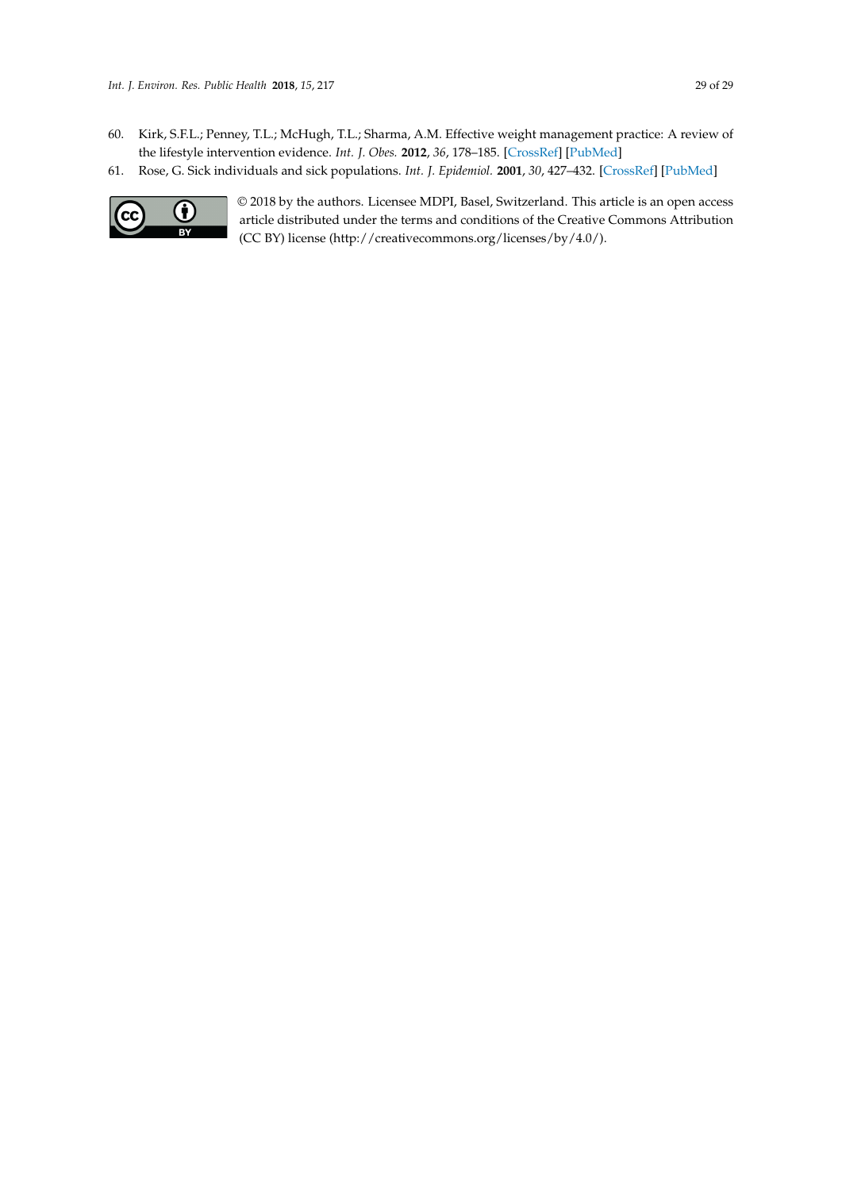60. Kirk, S.F.L.; Penney, T.L.; McHugh, T.L.; Sharma, A.M. Effective weight management practice: A review of the lifestyle intervention evidence. *Int. J. Obes.* **2012**, *36*, 178–185. [CrossRef] [PubMed]
61. Rose, G. Sick individuals and sick populations. *Int. J. Epidemiol.* **2001**, *30*, 427–432. [CrossRef] [PubMed]

© 2018 by the authors. Licensee MDPI, Basel, Switzerland. This article is an open access article distributed under the terms and conditions of the Creative Commons Attribution (CC BY) license (http://creativecommons.org/licenses/by/4.0/).